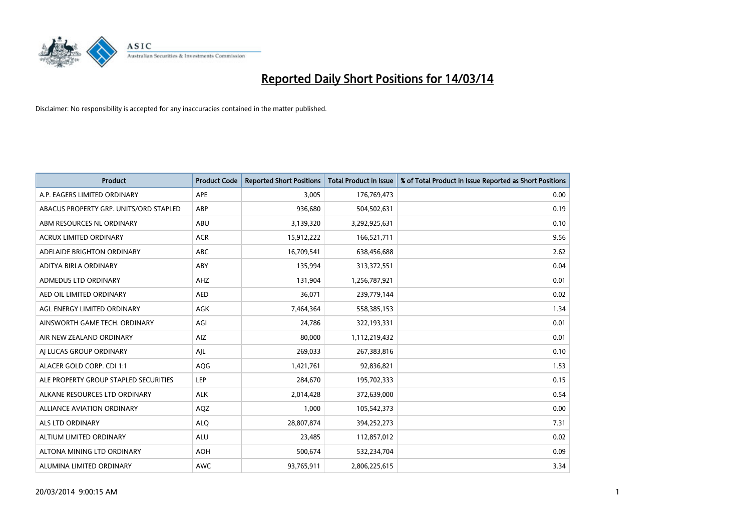# Reported Daily Short Positions for 14/03/14

Disclaimer: No responsibility is accepted for any inaccuracies contained in the matter published.

| Product | Product Code | Reported Short Positions | Total Product in Issue | % of Total Product in Issue Reported as Short Positions |
|---|---|---|---|---|
| A.P. EAGERS LIMITED ORDINARY | APE | 3,005 | 176,769,473 | 0.00 |
| ABACUS PROPERTY GRP. UNITS/ORD STAPLED | ABP | 936,680 | 504,502,631 | 0.19 |
| ABM RESOURCES NL ORDINARY | ABU | 3,139,320 | 3,292,925,631 | 0.10 |
| ACRUX LIMITED ORDINARY | ACR | 15,912,222 | 166,521,711 | 9.56 |
| ADELAIDE BRIGHTON ORDINARY | ABC | 16,709,541 | 638,456,688 | 2.62 |
| ADITYA BIRLA ORDINARY | ABY | 135,994 | 313,372,551 | 0.04 |
| ADMEDUS LTD ORDINARY | AHZ | 131,904 | 1,256,787,921 | 0.01 |
| AED OIL LIMITED ORDINARY | AED | 36,071 | 239,779,144 | 0.02 |
| AGL ENERGY LIMITED ORDINARY | AGK | 7,464,364 | 558,385,153 | 1.34 |
| AINSWORTH GAME TECH. ORDINARY | AGI | 24,786 | 322,193,331 | 0.01 |
| AIR NEW ZEALAND ORDINARY | AIZ | 80,000 | 1,112,219,432 | 0.01 |
| AJ LUCAS GROUP ORDINARY | AJL | 269,033 | 267,383,816 | 0.10 |
| ALACER GOLD CORP. CDI 1:1 | AQG | 1,421,761 | 92,836,821 | 1.53 |
| ALE PROPERTY GROUP STAPLED SECURITIES | LEP | 284,670 | 195,702,333 | 0.15 |
| ALKANE RESOURCES LTD ORDINARY | ALK | 2,014,428 | 372,639,000 | 0.54 |
| ALLIANCE AVIATION ORDINARY | AQZ | 1,000 | 105,542,373 | 0.00 |
| ALS LTD ORDINARY | ALQ | 28,807,874 | 394,252,273 | 7.31 |
| ALTIUM LIMITED ORDINARY | ALU | 23,485 | 112,857,012 | 0.02 |
| ALTONA MINING LTD ORDINARY | AOH | 500,674 | 532,234,704 | 0.09 |
| ALUMINA LIMITED ORDINARY | AWC | 93,765,911 | 2,806,225,615 | 3.34 |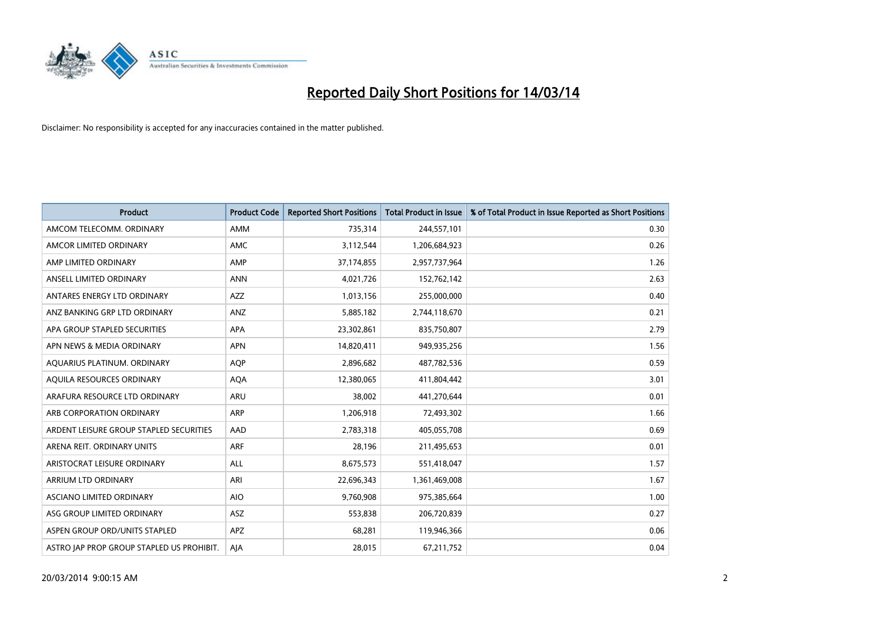# Reported Daily Short Positions for 14/03/14

Disclaimer: No responsibility is accepted for any inaccuracies contained in the matter published.

| Product | Product Code | Reported Short Positions | Total Product in Issue | % of Total Product in Issue Reported as Short Positions |
|---|---|---|---|---|
| AMCOM TELECOMM. ORDINARY | AMM | 735,314 | 244,557,101 | 0.30 |
| AMCOR LIMITED ORDINARY | AMC | 3,112,544 | 1,206,684,923 | 0.26 |
| AMP LIMITED ORDINARY | AMP | 37,174,855 | 2,957,737,964 | 1.26 |
| ANSELL LIMITED ORDINARY | ANN | 4,021,726 | 152,762,142 | 2.63 |
| ANTARES ENERGY LTD ORDINARY | AZZ | 1,013,156 | 255,000,000 | 0.40 |
| ANZ BANKING GRP LTD ORDINARY | ANZ | 5,885,182 | 2,744,118,670 | 0.21 |
| APA GROUP STAPLED SECURITIES | APA | 23,302,861 | 835,750,807 | 2.79 |
| APN NEWS & MEDIA ORDINARY | APN | 14,820,411 | 949,935,256 | 1.56 |
| AQUARIUS PLATINUM. ORDINARY | AQP | 2,896,682 | 487,782,536 | 0.59 |
| AQUILA RESOURCES ORDINARY | AQA | 12,380,065 | 411,804,442 | 3.01 |
| ARAFURA RESOURCE LTD ORDINARY | ARU | 38,002 | 441,270,644 | 0.01 |
| ARB CORPORATION ORDINARY | ARP | 1,206,918 | 72,493,302 | 1.66 |
| ARDENT LEISURE GROUP STAPLED SECURITIES | AAD | 2,783,318 | 405,055,708 | 0.69 |
| ARENA REIT. ORDINARY UNITS | ARF | 28,196 | 211,495,653 | 0.01 |
| ARISTOCRAT LEISURE ORDINARY | ALL | 8,675,573 | 551,418,047 | 1.57 |
| ARRIUM LTD ORDINARY | ARI | 22,696,343 | 1,361,469,008 | 1.67 |
| ASCIANO LIMITED ORDINARY | AIO | 9,760,908 | 975,385,664 | 1.00 |
| ASG GROUP LIMITED ORDINARY | ASZ | 553,838 | 206,720,839 | 0.27 |
| ASPEN GROUP ORD/UNITS STAPLED | APZ | 68,281 | 119,946,366 | 0.06 |
| ASTRO JAP PROP GROUP STAPLED US PROHIBIT. | AJA | 28,015 | 67,211,752 | 0.04 |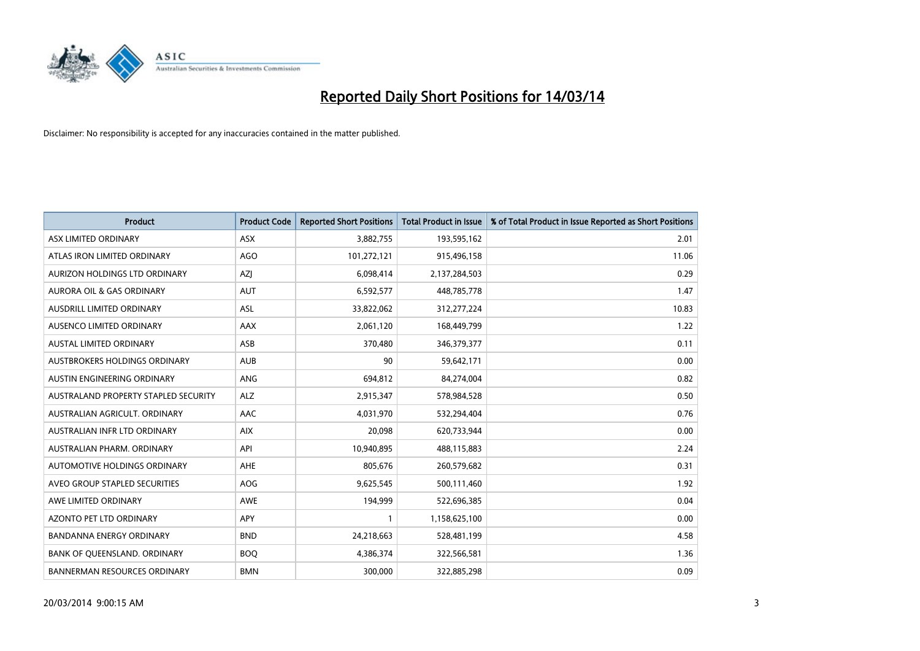# Reported Daily Short Positions for 14/03/14

Disclaimer: No responsibility is accepted for any inaccuracies contained in the matter published.

| Product | Product Code | Reported Short Positions | Total Product in Issue | % of Total Product in Issue Reported as Short Positions |
|---|---|---|---|---|
| ASX LIMITED ORDINARY | ASX | 3,882,755 | 193,595,162 | 2.01 |
| ATLAS IRON LIMITED ORDINARY | AGO | 101,272,121 | 915,496,158 | 11.06 |
| AURIZON HOLDINGS LTD ORDINARY | AZJ | 6,098,414 | 2,137,284,503 | 0.29 |
| AURORA OIL & GAS ORDINARY | AUT | 6,592,577 | 448,785,778 | 1.47 |
| AUSDRILL LIMITED ORDINARY | ASL | 33,822,062 | 312,277,224 | 10.83 |
| AUSENCO LIMITED ORDINARY | AAX | 2,061,120 | 168,449,799 | 1.22 |
| AUSTAL LIMITED ORDINARY | ASB | 370,480 | 346,379,377 | 0.11 |
| AUSTBROKERS HOLDINGS ORDINARY | AUB | 90 | 59,642,171 | 0.00 |
| AUSTIN ENGINEERING ORDINARY | ANG | 694,812 | 84,274,004 | 0.82 |
| AUSTRALAND PROPERTY STAPLED SECURITY | ALZ | 2,915,347 | 578,984,528 | 0.50 |
| AUSTRALIAN AGRICULT. ORDINARY | AAC | 4,031,970 | 532,294,404 | 0.76 |
| AUSTRALIAN INFR LTD ORDINARY | AIX | 20,098 | 620,733,944 | 0.00 |
| AUSTRALIAN PHARM. ORDINARY | API | 10,940,895 | 488,115,883 | 2.24 |
| AUTOMOTIVE HOLDINGS ORDINARY | AHE | 805,676 | 260,579,682 | 0.31 |
| AVEO GROUP STAPLED SECURITIES | AOG | 9,625,545 | 500,111,460 | 1.92 |
| AWE LIMITED ORDINARY | AWE | 194,999 | 522,696,385 | 0.04 |
| AZONTO PET LTD ORDINARY | APY | 1 | 1,158,625,100 | 0.00 |
| BANDANNA ENERGY ORDINARY | BND | 24,218,663 | 528,481,199 | 4.58 |
| BANK OF QUEENSLAND. ORDINARY | BOQ | 4,386,374 | 322,566,581 | 1.36 |
| BANNERMAN RESOURCES ORDINARY | BMN | 300,000 | 322,885,298 | 0.09 |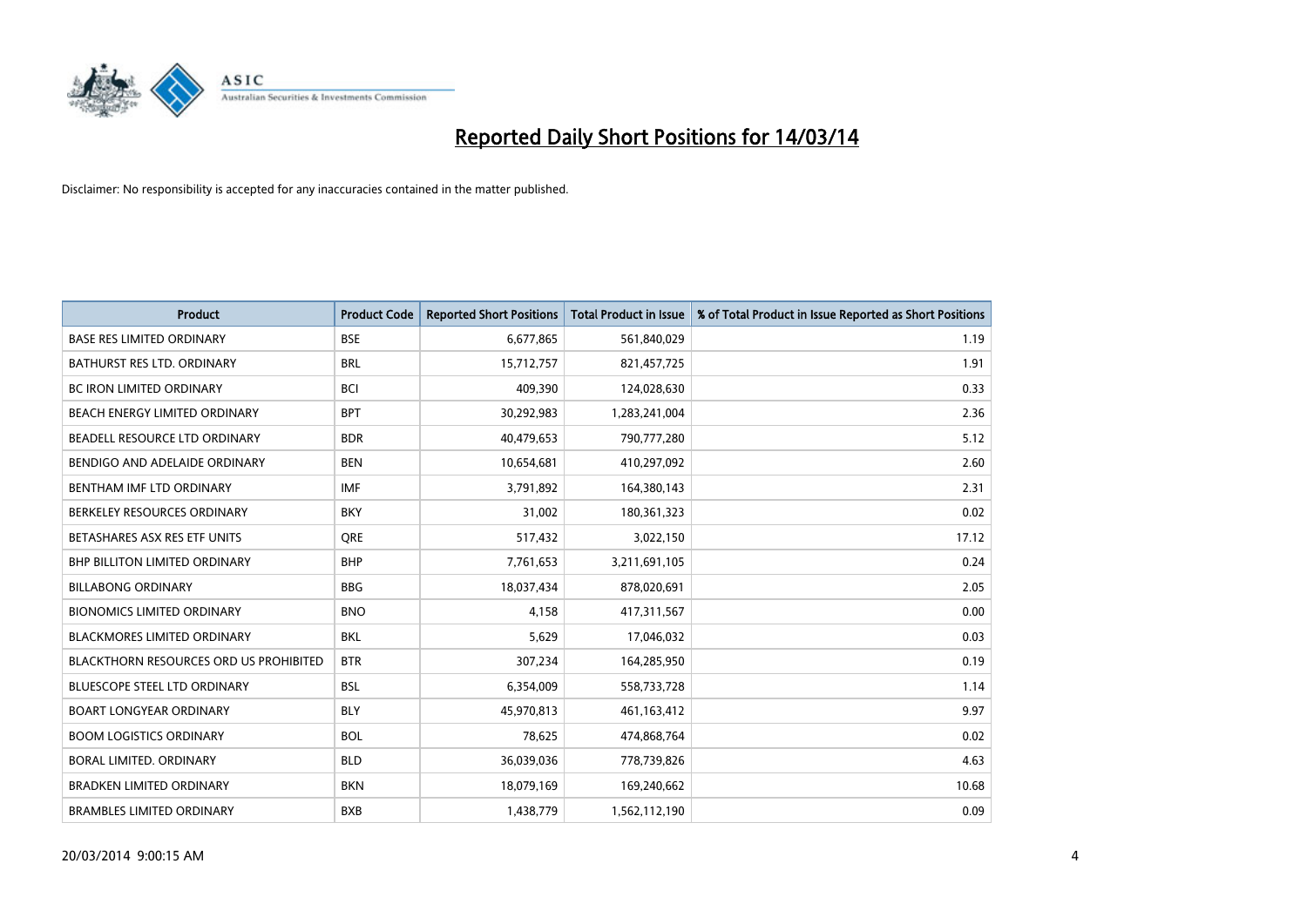# Reported Daily Short Positions for 14/03/14

Disclaimer: No responsibility is accepted for any inaccuracies contained in the matter published.

| Product | Product Code | Reported Short Positions | Total Product in Issue | % of Total Product in Issue Reported as Short Positions |
|---|---|---|---|---|
| BASE RES LIMITED ORDINARY | BSE | 6,677,865 | 561,840,029 | 1.19 |
| BATHURST RES LTD. ORDINARY | BRL | 15,712,757 | 821,457,725 | 1.91 |
| BC IRON LIMITED ORDINARY | BCI | 409,390 | 124,028,630 | 0.33 |
| BEACH ENERGY LIMITED ORDINARY | BPT | 30,292,983 | 1,283,241,004 | 2.36 |
| BEADELL RESOURCE LTD ORDINARY | BDR | 40,479,653 | 790,777,280 | 5.12 |
| BENDIGO AND ADELAIDE ORDINARY | BEN | 10,654,681 | 410,297,092 | 2.60 |
| BENTHAM IMF LTD ORDINARY | IMF | 3,791,892 | 164,380,143 | 2.31 |
| BERKELEY RESOURCES ORDINARY | BKY | 31,002 | 180,361,323 | 0.02 |
| BETASHARES ASX RES ETF UNITS | QRE | 517,432 | 3,022,150 | 17.12 |
| BHP BILLITON LIMITED ORDINARY | BHP | 7,761,653 | 3,211,691,105 | 0.24 |
| BILLABONG ORDINARY | BBG | 18,037,434 | 878,020,691 | 2.05 |
| BIONOMICS LIMITED ORDINARY | BNO | 4,158 | 417,311,567 | 0.00 |
| BLACKMORES LIMITED ORDINARY | BKL | 5,629 | 17,046,032 | 0.03 |
| BLACKTHORN RESOURCES ORD US PROHIBITED | BTR | 307,234 | 164,285,950 | 0.19 |
| BLUESCOPE STEEL LTD ORDINARY | BSL | 6,354,009 | 558,733,728 | 1.14 |
| BOART LONGYEAR ORDINARY | BLY | 45,970,813 | 461,163,412 | 9.97 |
| BOOM LOGISTICS ORDINARY | BOL | 78,625 | 474,868,764 | 0.02 |
| BORAL LIMITED. ORDINARY | BLD | 36,039,036 | 778,739,826 | 4.63 |
| BRADKEN LIMITED ORDINARY | BKN | 18,079,169 | 169,240,662 | 10.68 |
| BRAMBLES LIMITED ORDINARY | BXB | 1,438,779 | 1,562,112,190 | 0.09 |

20/03/2014 9:00:15 AM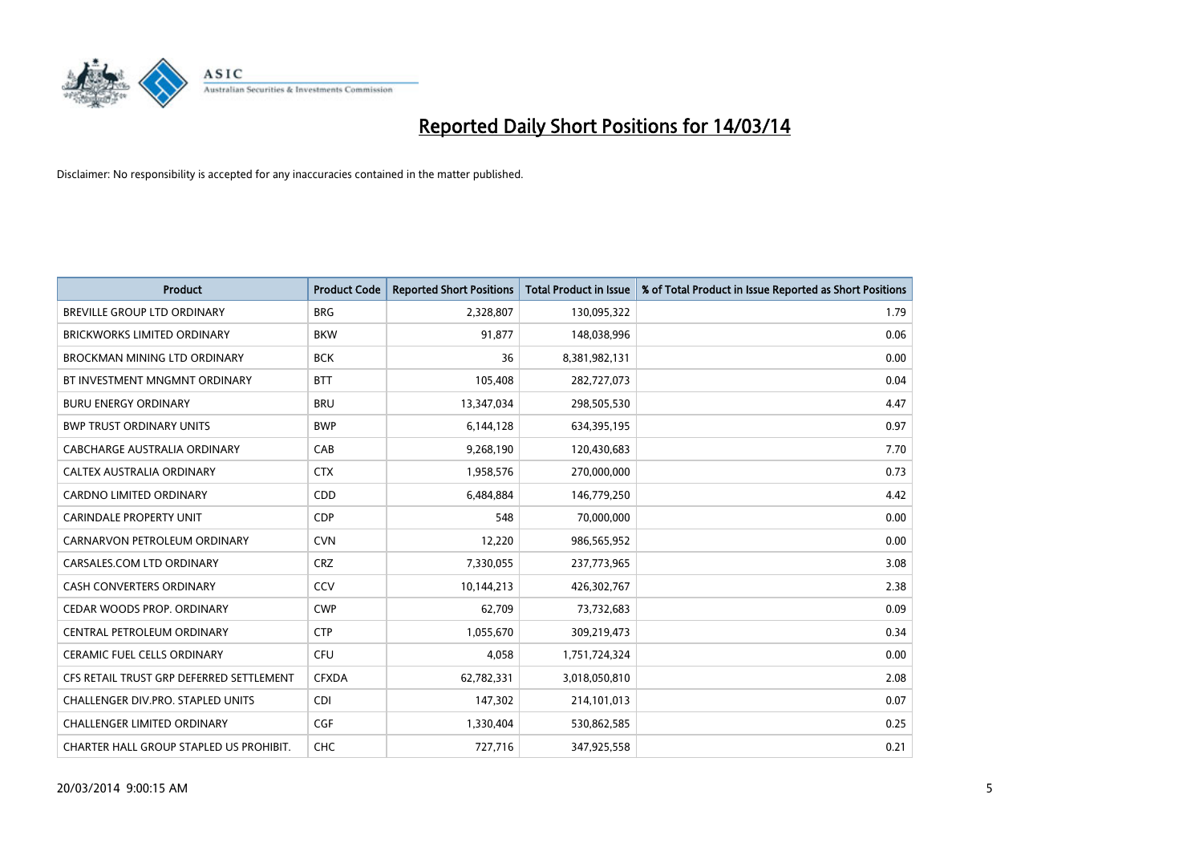# Reported Daily Short Positions for 14/03/14

Disclaimer: No responsibility is accepted for any inaccuracies contained in the matter published.

| Product | Product Code | Reported Short Positions | Total Product in Issue | % of Total Product in Issue Reported as Short Positions |
|---|---|---|---|---|
| BREVILLE GROUP LTD ORDINARY | BRG | 2,328,807 | 130,095,322 | 1.79 |
| BRICKWORKS LIMITED ORDINARY | BKW | 91,877 | 148,038,996 | 0.06 |
| BROCKMAN MINING LTD ORDINARY | BCK | 36 | 8,381,982,131 | 0.00 |
| BT INVESTMENT MNGMNT ORDINARY | BTT | 105,408 | 282,727,073 | 0.04 |
| BURU ENERGY ORDINARY | BRU | 13,347,034 | 298,505,530 | 4.47 |
| BWP TRUST ORDINARY UNITS | BWP | 6,144,128 | 634,395,195 | 0.97 |
| CABCHARGE AUSTRALIA ORDINARY | CAB | 9,268,190 | 120,430,683 | 7.70 |
| CALTEX AUSTRALIA ORDINARY | CTX | 1,958,576 | 270,000,000 | 0.73 |
| CARDNO LIMITED ORDINARY | CDD | 6,484,884 | 146,779,250 | 4.42 |
| CARINDALE PROPERTY UNIT | CDP | 548 | 70,000,000 | 0.00 |
| CARNARVON PETROLEUM ORDINARY | CVN | 12,220 | 986,565,952 | 0.00 |
| CARSALES.COM LTD ORDINARY | CRZ | 7,330,055 | 237,773,965 | 3.08 |
| CASH CONVERTERS ORDINARY | CCV | 10,144,213 | 426,302,767 | 2.38 |
| CEDAR WOODS PROP. ORDINARY | CWP | 62,709 | 73,732,683 | 0.09 |
| CENTRAL PETROLEUM ORDINARY | CTP | 1,055,670 | 309,219,473 | 0.34 |
| CERAMIC FUEL CELLS ORDINARY | CFU | 4,058 | 1,751,724,324 | 0.00 |
| CFS RETAIL TRUST GRP DEFERRED SETTLEMENT | CFXDA | 62,782,331 | 3,018,050,810 | 2.08 |
| CHALLENGER DIV.PRO. STAPLED UNITS | CDI | 147,302 | 214,101,013 | 0.07 |
| CHALLENGER LIMITED ORDINARY | CGF | 1,330,404 | 530,862,585 | 0.25 |
| CHARTER HALL GROUP STAPLED US PROHIBIT. | CHC | 727,716 | 347,925,558 | 0.21 |

20/03/2014 9:00:15 AM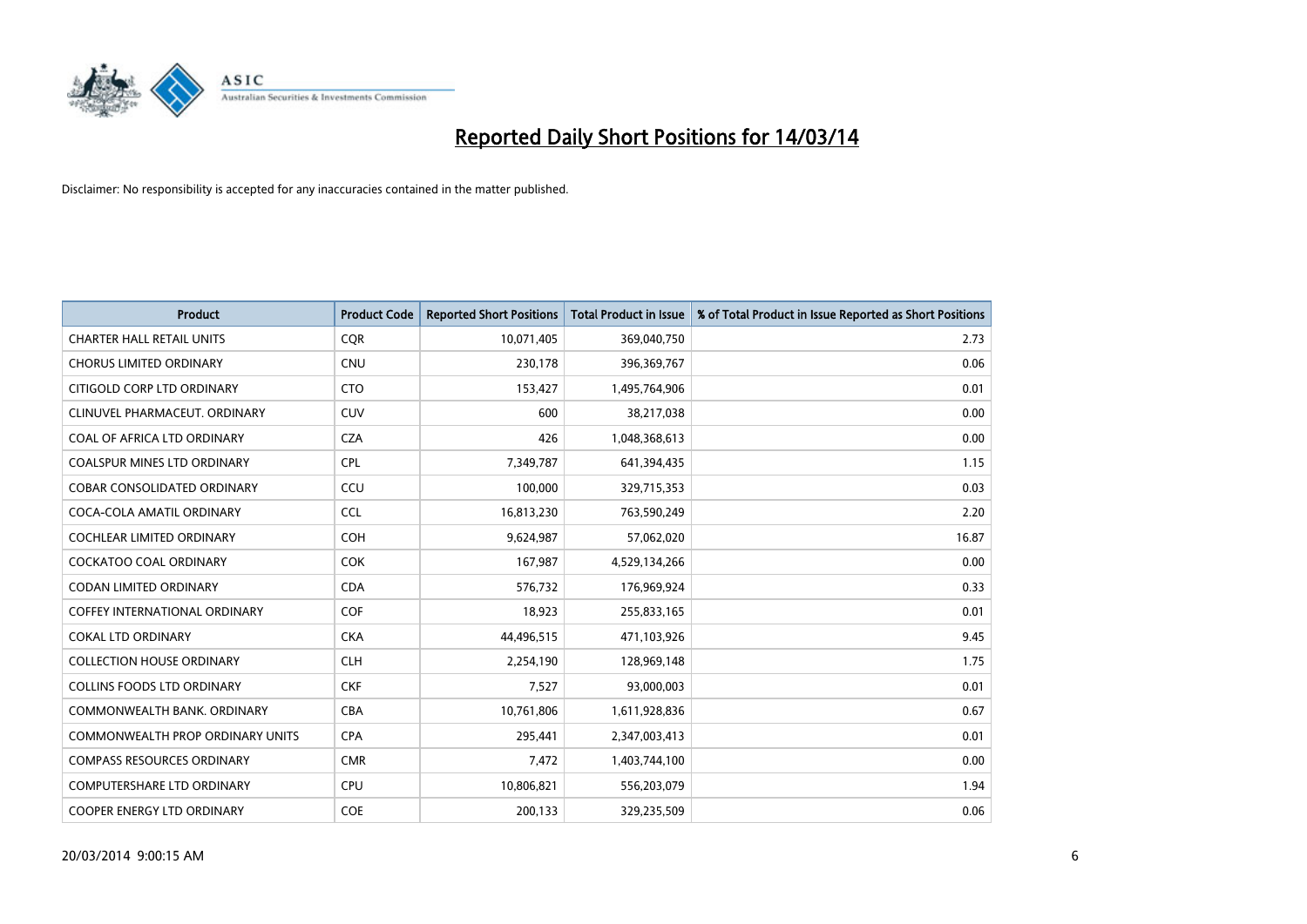# Reported Daily Short Positions for 14/03/14

Disclaimer: No responsibility is accepted for any inaccuracies contained in the matter published.

| Product | Product Code | Reported Short Positions | Total Product in Issue | % of Total Product in Issue Reported as Short Positions |
|---|---|---|---|---|
| CHARTER HALL RETAIL UNITS | CQR | 10,071,405 | 369,040,750 | 2.73 |
| CHORUS LIMITED ORDINARY | CNU | 230,178 | 396,369,767 | 0.06 |
| CITIGOLD CORP LTD ORDINARY | CTO | 153,427 | 1,495,764,906 | 0.01 |
| CLINUVEL PHARMACEUT. ORDINARY | CUV | 600 | 38,217,038 | 0.00 |
| COAL OF AFRICA LTD ORDINARY | CZA | 426 | 1,048,368,613 | 0.00 |
| COALSPUR MINES LTD ORDINARY | CPL | 7,349,787 | 641,394,435 | 1.15 |
| COBAR CONSOLIDATED ORDINARY | CCU | 100,000 | 329,715,353 | 0.03 |
| COCA-COLA AMATIL ORDINARY | CCL | 16,813,230 | 763,590,249 | 2.20 |
| COCHLEAR LIMITED ORDINARY | COH | 9,624,987 | 57,062,020 | 16.87 |
| COCKATOO COAL ORDINARY | COK | 167,987 | 4,529,134,266 | 0.00 |
| CODAN LIMITED ORDINARY | CDA | 576,732 | 176,969,924 | 0.33 |
| COFFEY INTERNATIONAL ORDINARY | COF | 18,923 | 255,833,165 | 0.01 |
| COKAL LTD ORDINARY | CKA | 44,496,515 | 471,103,926 | 9.45 |
| COLLECTION HOUSE ORDINARY | CLH | 2,254,190 | 128,969,148 | 1.75 |
| COLLINS FOODS LTD ORDINARY | CKF | 7,527 | 93,000,003 | 0.01 |
| COMMONWEALTH BANK. ORDINARY | CBA | 10,761,806 | 1,611,928,836 | 0.67 |
| COMMONWEALTH PROP ORDINARY UNITS | CPA | 295,441 | 2,347,003,413 | 0.01 |
| COMPASS RESOURCES ORDINARY | CMR | 7,472 | 1,403,744,100 | 0.00 |
| COMPUTERSHARE LTD ORDINARY | CPU | 10,806,821 | 556,203,079 | 1.94 |
| COOPER ENERGY LTD ORDINARY | COE | 200,133 | 329,235,509 | 0.06 |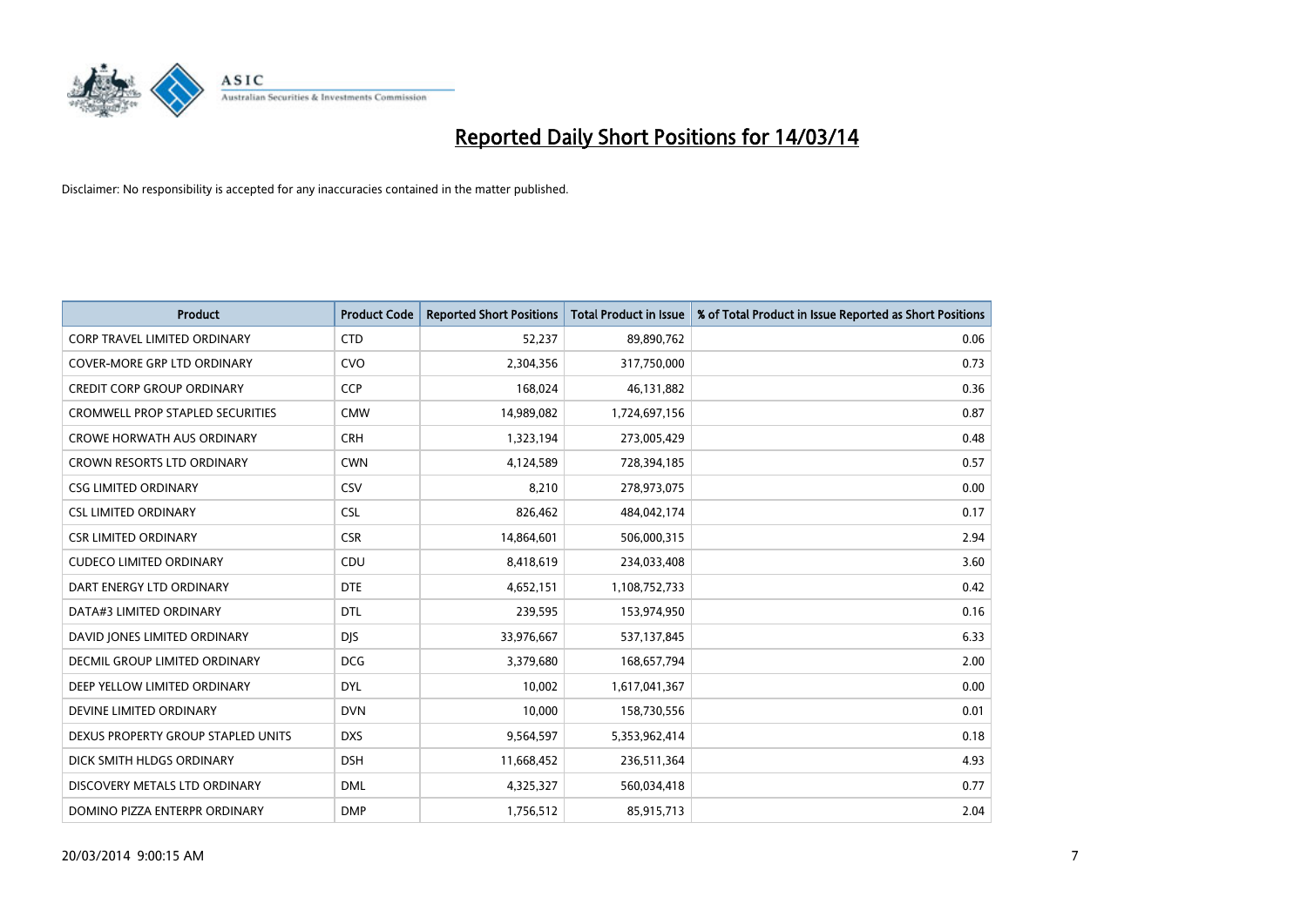# Reported Daily Short Positions for 14/03/14

Disclaimer: No responsibility is accepted for any inaccuracies contained in the matter published.

| Product | Product Code | Reported Short Positions | Total Product in Issue | % of Total Product in Issue Reported as Short Positions |
|---|---|---|---|---|
| CORP TRAVEL LIMITED ORDINARY | CTD | 52,237 | 89,890,762 | 0.06 |
| COVER-MORE GRP LTD ORDINARY | CVO | 2,304,356 | 317,750,000 | 0.73 |
| CREDIT CORP GROUP ORDINARY | CCP | 168,024 | 46,131,882 | 0.36 |
| CROMWELL PROP STAPLED SECURITIES | CMW | 14,989,082 | 1,724,697,156 | 0.87 |
| CROWE HORWATH AUS ORDINARY | CRH | 1,323,194 | 273,005,429 | 0.48 |
| CROWN RESORTS LTD ORDINARY | CWN | 4,124,589 | 728,394,185 | 0.57 |
| CSG LIMITED ORDINARY | CSV | 8,210 | 278,973,075 | 0.00 |
| CSL LIMITED ORDINARY | CSL | 826,462 | 484,042,174 | 0.17 |
| CSR LIMITED ORDINARY | CSR | 14,864,601 | 506,000,315 | 2.94 |
| CUDECO LIMITED ORDINARY | CDU | 8,418,619 | 234,033,408 | 3.60 |
| DART ENERGY LTD ORDINARY | DTE | 4,652,151 | 1,108,752,733 | 0.42 |
| DATA#3 LIMITED ORDINARY | DTL | 239,595 | 153,974,950 | 0.16 |
| DAVID JONES LIMITED ORDINARY | DJS | 33,976,667 | 537,137,845 | 6.33 |
| DECMIL GROUP LIMITED ORDINARY | DCG | 3,379,680 | 168,657,794 | 2.00 |
| DEEP YELLOW LIMITED ORDINARY | DYL | 10,002 | 1,617,041,367 | 0.00 |
| DEVINE LIMITED ORDINARY | DVN | 10,000 | 158,730,556 | 0.01 |
| DEXUS PROPERTY GROUP STAPLED UNITS | DXS | 9,564,597 | 5,353,962,414 | 0.18 |
| DICK SMITH HLDGS ORDINARY | DSH | 11,668,452 | 236,511,364 | 4.93 |
| DISCOVERY METALS LTD ORDINARY | DML | 4,325,327 | 560,034,418 | 0.77 |
| DOMINO PIZZA ENTERPR ORDINARY | DMP | 1,756,512 | 85,915,713 | 2.04 |

20/03/2014 9:00:15 AM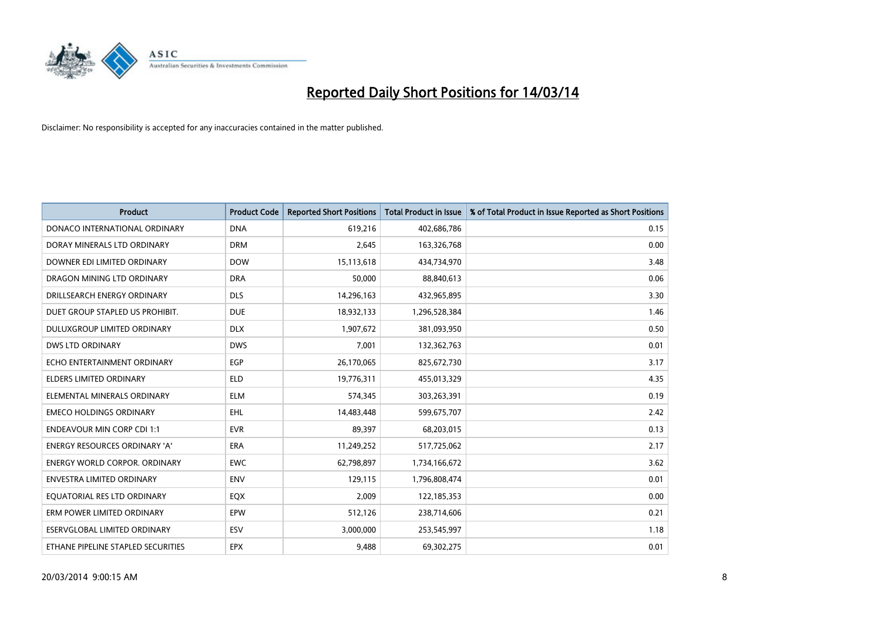# Reported Daily Short Positions for 14/03/14

Disclaimer: No responsibility is accepted for any inaccuracies contained in the matter published.

| Product | Product Code | Reported Short Positions | Total Product in Issue | % of Total Product in Issue Reported as Short Positions |
|---|---|---|---|---|
| DONACO INTERNATIONAL ORDINARY | DNA | 619,216 | 402,686,786 | 0.15 |
| DORAY MINERALS LTD ORDINARY | DRM | 2,645 | 163,326,768 | 0.00 |
| DOWNER EDI LIMITED ORDINARY | DOW | 15,113,618 | 434,734,970 | 3.48 |
| DRAGON MINING LTD ORDINARY | DRA | 50,000 | 88,840,613 | 0.06 |
| DRILLSEARCH ENERGY ORDINARY | DLS | 14,296,163 | 432,965,895 | 3.30 |
| DUET GROUP STAPLED US PROHIBIT. | DUE | 18,932,133 | 1,296,528,384 | 1.46 |
| DULUXGROUP LIMITED ORDINARY | DLX | 1,907,672 | 381,093,950 | 0.50 |
| DWS LTD ORDINARY | DWS | 7,001 | 132,362,763 | 0.01 |
| ECHO ENTERTAINMENT ORDINARY | EGP | 26,170,065 | 825,672,730 | 3.17 |
| ELDERS LIMITED ORDINARY | ELD | 19,776,311 | 455,013,329 | 4.35 |
| ELEMENTAL MINERALS ORDINARY | ELM | 574,345 | 303,263,391 | 0.19 |
| EMECO HOLDINGS ORDINARY | EHL | 14,483,448 | 599,675,707 | 2.42 |
| ENDEAVOUR MIN CORP CDI 1:1 | EVR | 89,397 | 68,203,015 | 0.13 |
| ENERGY RESOURCES ORDINARY 'A' | ERA | 11,249,252 | 517,725,062 | 2.17 |
| ENERGY WORLD CORPOR. ORDINARY | EWC | 62,798,897 | 1,734,166,672 | 3.62 |
| ENVESTRA LIMITED ORDINARY | ENV | 129,115 | 1,796,808,474 | 0.01 |
| EQUATORIAL RES LTD ORDINARY | EQX | 2,009 | 122,185,353 | 0.00 |
| ERM POWER LIMITED ORDINARY | EPW | 512,126 | 238,714,606 | 0.21 |
| ESERVGLOBAL LIMITED ORDINARY | ESV | 3,000,000 | 253,545,997 | 1.18 |
| ETHANE PIPELINE STAPLED SECURITIES | EPX | 9,488 | 69,302,275 | 0.01 |

20/03/2014 9:00:15 AM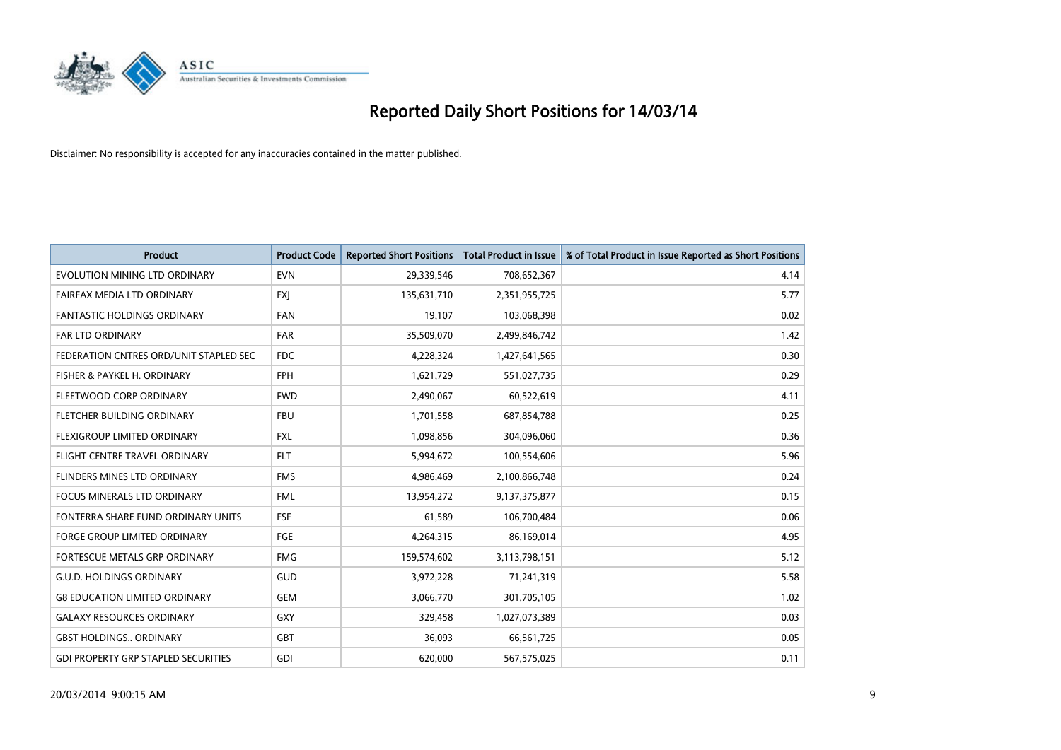# Reported Daily Short Positions for 14/03/14

Disclaimer: No responsibility is accepted for any inaccuracies contained in the matter published.

| Product | Product Code | Reported Short Positions | Total Product in Issue | % of Total Product in Issue Reported as Short Positions |
|---|---|---|---|---|
| EVOLUTION MINING LTD ORDINARY | EVN | 29,339,546 | 708,652,367 | 4.14 |
| FAIRFAX MEDIA LTD ORDINARY | FXJ | 135,631,710 | 2,351,955,725 | 5.77 |
| FANTASTIC HOLDINGS ORDINARY | FAN | 19,107 | 103,068,398 | 0.02 |
| FAR LTD ORDINARY | FAR | 35,509,070 | 2,499,846,742 | 1.42 |
| FEDERATION CNTRES ORD/UNIT STAPLED SEC | FDC | 4,228,324 | 1,427,641,565 | 0.30 |
| FISHER & PAYKEL H. ORDINARY | FPH | 1,621,729 | 551,027,735 | 0.29 |
| FLEETWOOD CORP ORDINARY | FWD | 2,490,067 | 60,522,619 | 4.11 |
| FLETCHER BUILDING ORDINARY | FBU | 1,701,558 | 687,854,788 | 0.25 |
| FLEXIGROUP LIMITED ORDINARY | FXL | 1,098,856 | 304,096,060 | 0.36 |
| FLIGHT CENTRE TRAVEL ORDINARY | FLT | 5,994,672 | 100,554,606 | 5.96 |
| FLINDERS MINES LTD ORDINARY | FMS | 4,986,469 | 2,100,866,748 | 0.24 |
| FOCUS MINERALS LTD ORDINARY | FML | 13,954,272 | 9,137,375,877 | 0.15 |
| FONTERRA SHARE FUND ORDINARY UNITS | FSF | 61,589 | 106,700,484 | 0.06 |
| FORGE GROUP LIMITED ORDINARY | FGE | 4,264,315 | 86,169,014 | 4.95 |
| FORTESCUE METALS GRP ORDINARY | FMG | 159,574,602 | 3,113,798,151 | 5.12 |
| G.U.D. HOLDINGS ORDINARY | GUD | 3,972,228 | 71,241,319 | 5.58 |
| G8 EDUCATION LIMITED ORDINARY | GEM | 3,066,770 | 301,705,105 | 1.02 |
| GALAXY RESOURCES ORDINARY | GXY | 329,458 | 1,027,073,389 | 0.03 |
| GBST HOLDINGS.. ORDINARY | GBT | 36,093 | 66,561,725 | 0.05 |
| GDI PROPERTY GRP STAPLED SECURITIES | GDI | 620,000 | 567,575,025 | 0.11 |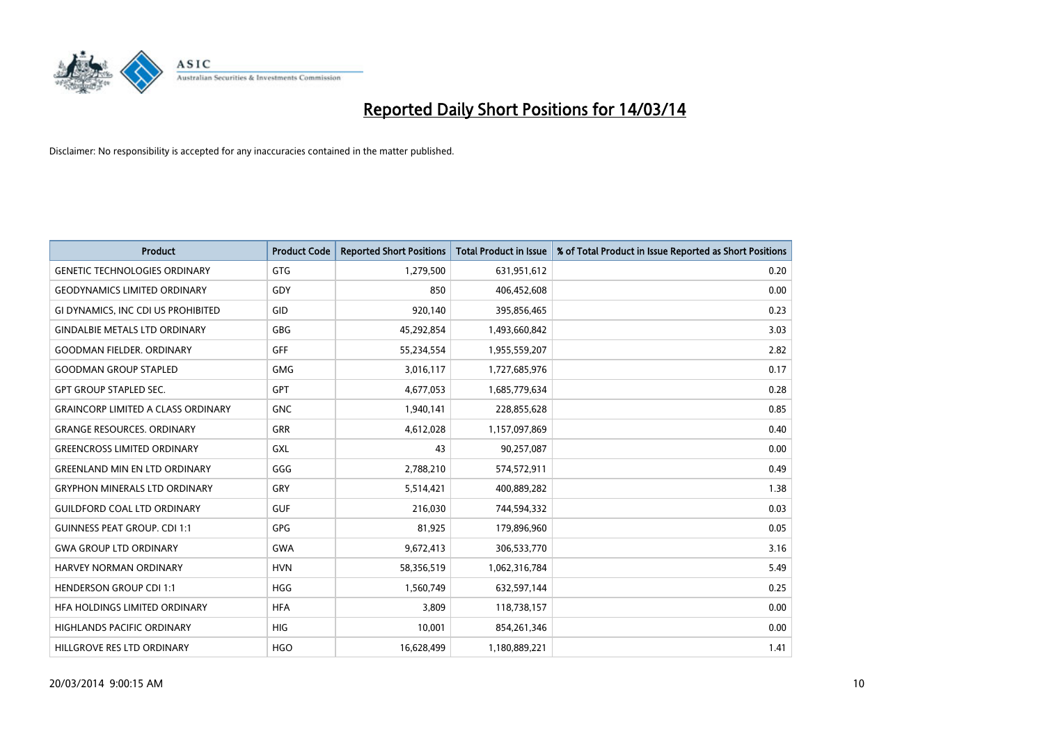# Reported Daily Short Positions for 14/03/14

Disclaimer: No responsibility is accepted for any inaccuracies contained in the matter published.

| Product | Product Code | Reported Short Positions | Total Product in Issue | % of Total Product in Issue Reported as Short Positions |
|---|---|---|---|---|
| GENETIC TECHNOLOGIES ORDINARY | GTG | 1,279,500 | 631,951,612 | 0.20 |
| GEODYNAMICS LIMITED ORDINARY | GDY | 850 | 406,452,608 | 0.00 |
| GI DYNAMICS, INC CDI US PROHIBITED | GID | 920,140 | 395,856,465 | 0.23 |
| GINDALBIE METALS LTD ORDINARY | GBG | 45,292,854 | 1,493,660,842 | 3.03 |
| GOODMAN FIELDER. ORDINARY | GFF | 55,234,554 | 1,955,559,207 | 2.82 |
| GOODMAN GROUP STAPLED | GMG | 3,016,117 | 1,727,685,976 | 0.17 |
| GPT GROUP STAPLED SEC. | GPT | 4,677,053 | 1,685,779,634 | 0.28 |
| GRAINCORP LIMITED A CLASS ORDINARY | GNC | 1,940,141 | 228,855,628 | 0.85 |
| GRANGE RESOURCES. ORDINARY | GRR | 4,612,028 | 1,157,097,869 | 0.40 |
| GREENCROSS LIMITED ORDINARY | GXL | 43 | 90,257,087 | 0.00 |
| GREENLAND MIN EN LTD ORDINARY | GGG | 2,788,210 | 574,572,911 | 0.49 |
| GRYPHON MINERALS LTD ORDINARY | GRY | 5,514,421 | 400,889,282 | 1.38 |
| GUILDFORD COAL LTD ORDINARY | GUF | 216,030 | 744,594,332 | 0.03 |
| GUINNESS PEAT GROUP. CDI 1:1 | GPG | 81,925 | 179,896,960 | 0.05 |
| GWA GROUP LTD ORDINARY | GWA | 9,672,413 | 306,533,770 | 3.16 |
| HARVEY NORMAN ORDINARY | HVN | 58,356,519 | 1,062,316,784 | 5.49 |
| HENDERSON GROUP CDI 1:1 | HGG | 1,560,749 | 632,597,144 | 0.25 |
| HFA HOLDINGS LIMITED ORDINARY | HFA | 3,809 | 118,738,157 | 0.00 |
| HIGHLANDS PACIFIC ORDINARY | HIG | 10,001 | 854,261,346 | 0.00 |
| HILLGROVE RES LTD ORDINARY | HGO | 16,628,499 | 1,180,889,221 | 1.41 |

20/03/2014 9:00:15 AM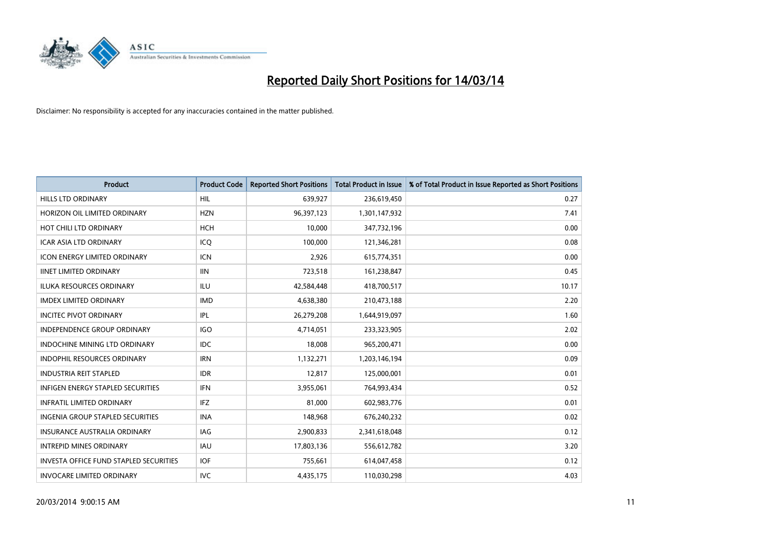# Reported Daily Short Positions for 14/03/14

Disclaimer: No responsibility is accepted for any inaccuracies contained in the matter published.

| Product | Product Code | Reported Short Positions | Total Product in Issue | % of Total Product in Issue Reported as Short Positions |
|---|---|---|---|---|
| HILLS LTD ORDINARY | HIL | 639,927 | 236,619,450 | 0.27 |
| HORIZON OIL LIMITED ORDINARY | HZN | 96,397,123 | 1,301,147,932 | 7.41 |
| HOT CHILI LTD ORDINARY | HCH | 10,000 | 347,732,196 | 0.00 |
| ICAR ASIA LTD ORDINARY | ICQ | 100,000 | 121,346,281 | 0.08 |
| ICON ENERGY LIMITED ORDINARY | ICN | 2,926 | 615,774,351 | 0.00 |
| IINET LIMITED ORDINARY | IIN | 723,518 | 161,238,847 | 0.45 |
| ILUKA RESOURCES ORDINARY | ILU | 42,584,448 | 418,700,517 | 10.17 |
| IMDEX LIMITED ORDINARY | IMD | 4,638,380 | 210,473,188 | 2.20 |
| INCITEC PIVOT ORDINARY | IPL | 26,279,208 | 1,644,919,097 | 1.60 |
| INDEPENDENCE GROUP ORDINARY | IGO | 4,714,051 | 233,323,905 | 2.02 |
| INDOCHINE MINING LTD ORDINARY | IDC | 18,008 | 965,200,471 | 0.00 |
| INDOPHIL RESOURCES ORDINARY | IRN | 1,132,271 | 1,203,146,194 | 0.09 |
| INDUSTRIA REIT STAPLED | IDR | 12,817 | 125,000,001 | 0.01 |
| INFIGEN ENERGY STAPLED SECURITIES | IFN | 3,955,061 | 764,993,434 | 0.52 |
| INFRATIL LIMITED ORDINARY | IFZ | 81,000 | 602,983,776 | 0.01 |
| INGENIA GROUP STAPLED SECURITIES | INA | 148,968 | 676,240,232 | 0.02 |
| INSURANCE AUSTRALIA ORDINARY | IAG | 2,900,833 | 2,341,618,048 | 0.12 |
| INTREPID MINES ORDINARY | IAU | 17,803,136 | 556,612,782 | 3.20 |
| INVESTA OFFICE FUND STAPLED SECURITIES | IOF | 755,661 | 614,047,458 | 0.12 |
| INVOCARE LIMITED ORDINARY | IVC | 4,435,175 | 110,030,298 | 4.03 |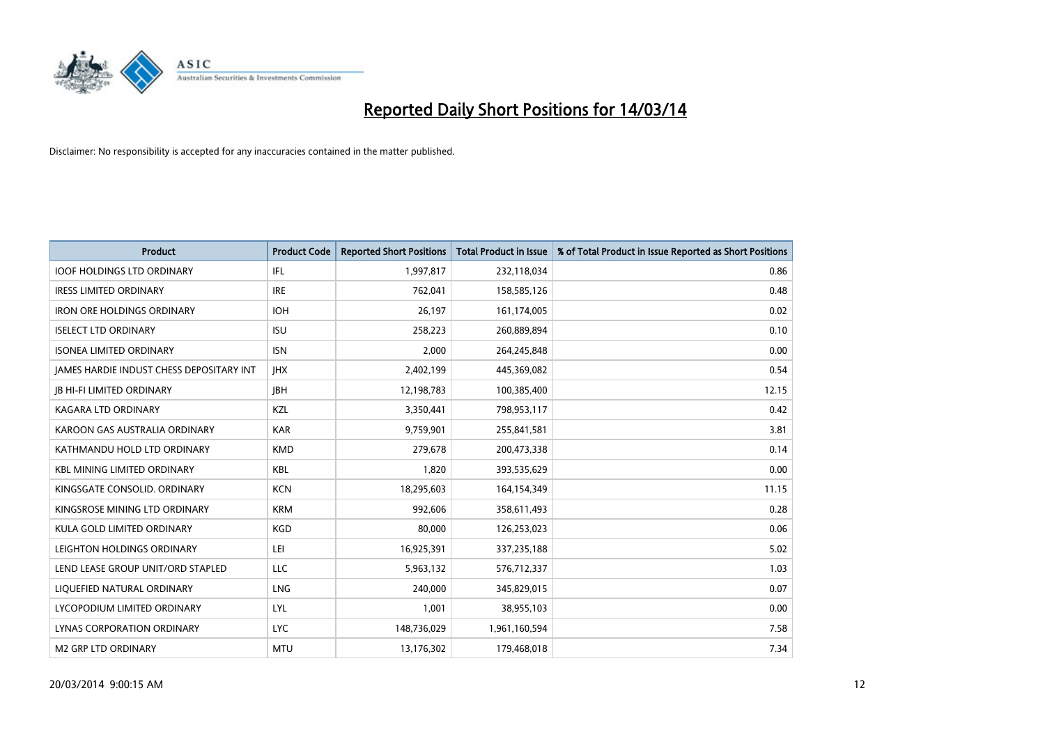# Reported Daily Short Positions for 14/03/14

Disclaimer: No responsibility is accepted for any inaccuracies contained in the matter published.

| Product | Product Code | Reported Short Positions | Total Product in Issue | % of Total Product in Issue Reported as Short Positions |
|---|---|---|---|---|
| IOOF HOLDINGS LTD ORDINARY | IFL | 1,997,817 | 232,118,034 | 0.86 |
| IRESS LIMITED ORDINARY | IRE | 762,041 | 158,585,126 | 0.48 |
| IRON ORE HOLDINGS ORDINARY | IOH | 26,197 | 161,174,005 | 0.02 |
| ISELECT LTD ORDINARY | ISU | 258,223 | 260,889,894 | 0.10 |
| ISONEA LIMITED ORDINARY | ISN | 2,000 | 264,245,848 | 0.00 |
| JAMES HARDIE INDUST CHESS DEPOSITARY INT | JHX | 2,402,199 | 445,369,082 | 0.54 |
| JB HI-FI LIMITED ORDINARY | JBH | 12,198,783 | 100,385,400 | 12.15 |
| KAGARA LTD ORDINARY | KZL | 3,350,441 | 798,953,117 | 0.42 |
| KAROON GAS AUSTRALIA ORDINARY | KAR | 9,759,901 | 255,841,581 | 3.81 |
| KATHMANDU HOLD LTD ORDINARY | KMD | 279,678 | 200,473,338 | 0.14 |
| KBL MINING LIMITED ORDINARY | KBL | 1,820 | 393,535,629 | 0.00 |
| KINGSGATE CONSOLID. ORDINARY | KCN | 18,295,603 | 164,154,349 | 11.15 |
| KINGSROSE MINING LTD ORDINARY | KRM | 992,606 | 358,611,493 | 0.28 |
| KULA GOLD LIMITED ORDINARY | KGD | 80,000 | 126,253,023 | 0.06 |
| LEIGHTON HOLDINGS ORDINARY | LEI | 16,925,391 | 337,235,188 | 5.02 |
| LEND LEASE GROUP UNIT/ORD STAPLED | LLC | 5,963,132 | 576,712,337 | 1.03 |
| LIQUEFIED NATURAL ORDINARY | LNG | 240,000 | 345,829,015 | 0.07 |
| LYCOPODIUM LIMITED ORDINARY | LYL | 1,001 | 38,955,103 | 0.00 |
| LYNAS CORPORATION ORDINARY | LYC | 148,736,029 | 1,961,160,594 | 7.58 |
| M2 GRP LTD ORDINARY | MTU | 13,176,302 | 179,468,018 | 7.34 |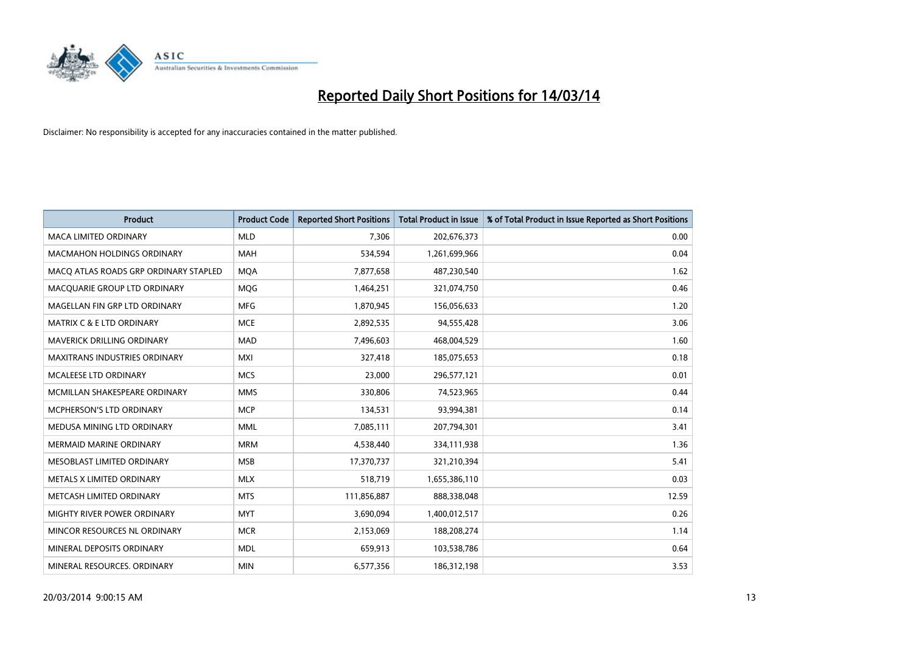# Reported Daily Short Positions for 14/03/14

Disclaimer: No responsibility is accepted for any inaccuracies contained in the matter published.

| Product | Product Code | Reported Short Positions | Total Product in Issue | % of Total Product in Issue Reported as Short Positions |
|---|---|---|---|---|
| MACA LIMITED ORDINARY | MLD | 7,306 | 202,676,373 | 0.00 |
| MACMAHON HOLDINGS ORDINARY | MAH | 534,594 | 1,261,699,966 | 0.04 |
| MACQ ATLAS ROADS GRP ORDINARY STAPLED | MQA | 7,877,658 | 487,230,540 | 1.62 |
| MACQUARIE GROUP LTD ORDINARY | MQG | 1,464,251 | 321,074,750 | 0.46 |
| MAGELLAN FIN GRP LTD ORDINARY | MFG | 1,870,945 | 156,056,633 | 1.20 |
| MATRIX C & E LTD ORDINARY | MCE | 2,892,535 | 94,555,428 | 3.06 |
| MAVERICK DRILLING ORDINARY | MAD | 7,496,603 | 468,004,529 | 1.60 |
| MAXITRANS INDUSTRIES ORDINARY | MXI | 327,418 | 185,075,653 | 0.18 |
| MCALEESE LTD ORDINARY | MCS | 23,000 | 296,577,121 | 0.01 |
| MCMILLAN SHAKESPEARE ORDINARY | MMS | 330,806 | 74,523,965 | 0.44 |
| MCPHERSON'S LTD ORDINARY | MCP | 134,531 | 93,994,381 | 0.14 |
| MEDUSA MINING LTD ORDINARY | MML | 7,085,111 | 207,794,301 | 3.41 |
| MERMAID MARINE ORDINARY | MRM | 4,538,440 | 334,111,938 | 1.36 |
| MESOBLAST LIMITED ORDINARY | MSB | 17,370,737 | 321,210,394 | 5.41 |
| METALS X LIMITED ORDINARY | MLX | 518,719 | 1,655,386,110 | 0.03 |
| METCASH LIMITED ORDINARY | MTS | 111,856,887 | 888,338,048 | 12.59 |
| MIGHTY RIVER POWER ORDINARY | MYT | 3,690,094 | 1,400,012,517 | 0.26 |
| MINCOR RESOURCES NL ORDINARY | MCR | 2,153,069 | 188,208,274 | 1.14 |
| MINERAL DEPOSITS ORDINARY | MDL | 659,913 | 103,538,786 | 0.64 |
| MINERAL RESOURCES. ORDINARY | MIN | 6,577,356 | 186,312,198 | 3.53 |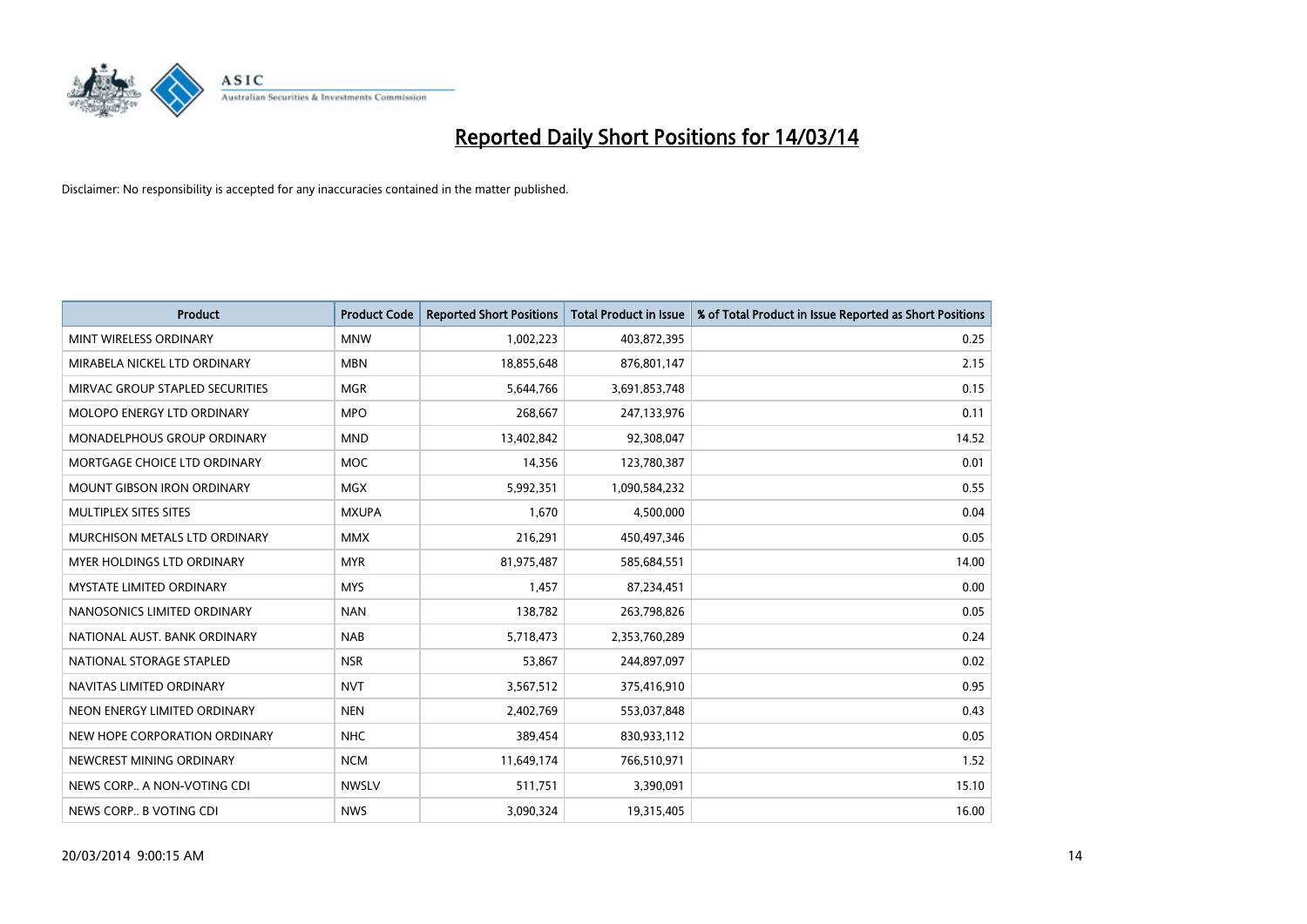# Reported Daily Short Positions for 14/03/14

Disclaimer: No responsibility is accepted for any inaccuracies contained in the matter published.

| Product | Product Code | Reported Short Positions | Total Product in Issue | % of Total Product in Issue Reported as Short Positions |
|---|---|---|---|---|
| MINT WIRELESS ORDINARY | MNW | 1,002,223 | 403,872,395 | 0.25 |
| MIRABELA NICKEL LTD ORDINARY | MBN | 18,855,648 | 876,801,147 | 2.15 |
| MIRVAC GROUP STAPLED SECURITIES | MGR | 5,644,766 | 3,691,853,748 | 0.15 |
| MOLOPO ENERGY LTD ORDINARY | MPO | 268,667 | 247,133,976 | 0.11 |
| MONADELPHOUS GROUP ORDINARY | MND | 13,402,842 | 92,308,047 | 14.52 |
| MORTGAGE CHOICE LTD ORDINARY | MOC | 14,356 | 123,780,387 | 0.01 |
| MOUNT GIBSON IRON ORDINARY | MGX | 5,992,351 | 1,090,584,232 | 0.55 |
| MULTIPLEX SITES SITES | MXUPA | 1,670 | 4,500,000 | 0.04 |
| MURCHISON METALS LTD ORDINARY | MMX | 216,291 | 450,497,346 | 0.05 |
| MYER HOLDINGS LTD ORDINARY | MYR | 81,975,487 | 585,684,551 | 14.00 |
| MYSTATE LIMITED ORDINARY | MYS | 1,457 | 87,234,451 | 0.00 |
| NANOSONICS LIMITED ORDINARY | NAN | 138,782 | 263,798,826 | 0.05 |
| NATIONAL AUST. BANK ORDINARY | NAB | 5,718,473 | 2,353,760,289 | 0.24 |
| NATIONAL STORAGE STAPLED | NSR | 53,867 | 244,897,097 | 0.02 |
| NAVITAS LIMITED ORDINARY | NVT | 3,567,512 | 375,416,910 | 0.95 |
| NEON ENERGY LIMITED ORDINARY | NEN | 2,402,769 | 553,037,848 | 0.43 |
| NEW HOPE CORPORATION ORDINARY | NHC | 389,454 | 830,933,112 | 0.05 |
| NEWCREST MINING ORDINARY | NCM | 11,649,174 | 766,510,971 | 1.52 |
| NEWS CORP.. A NON-VOTING CDI | NWSLV | 511,751 | 3,390,091 | 15.10 |
| NEWS CORP.. B VOTING CDI | NWS | 3,090,324 | 19,315,405 | 16.00 |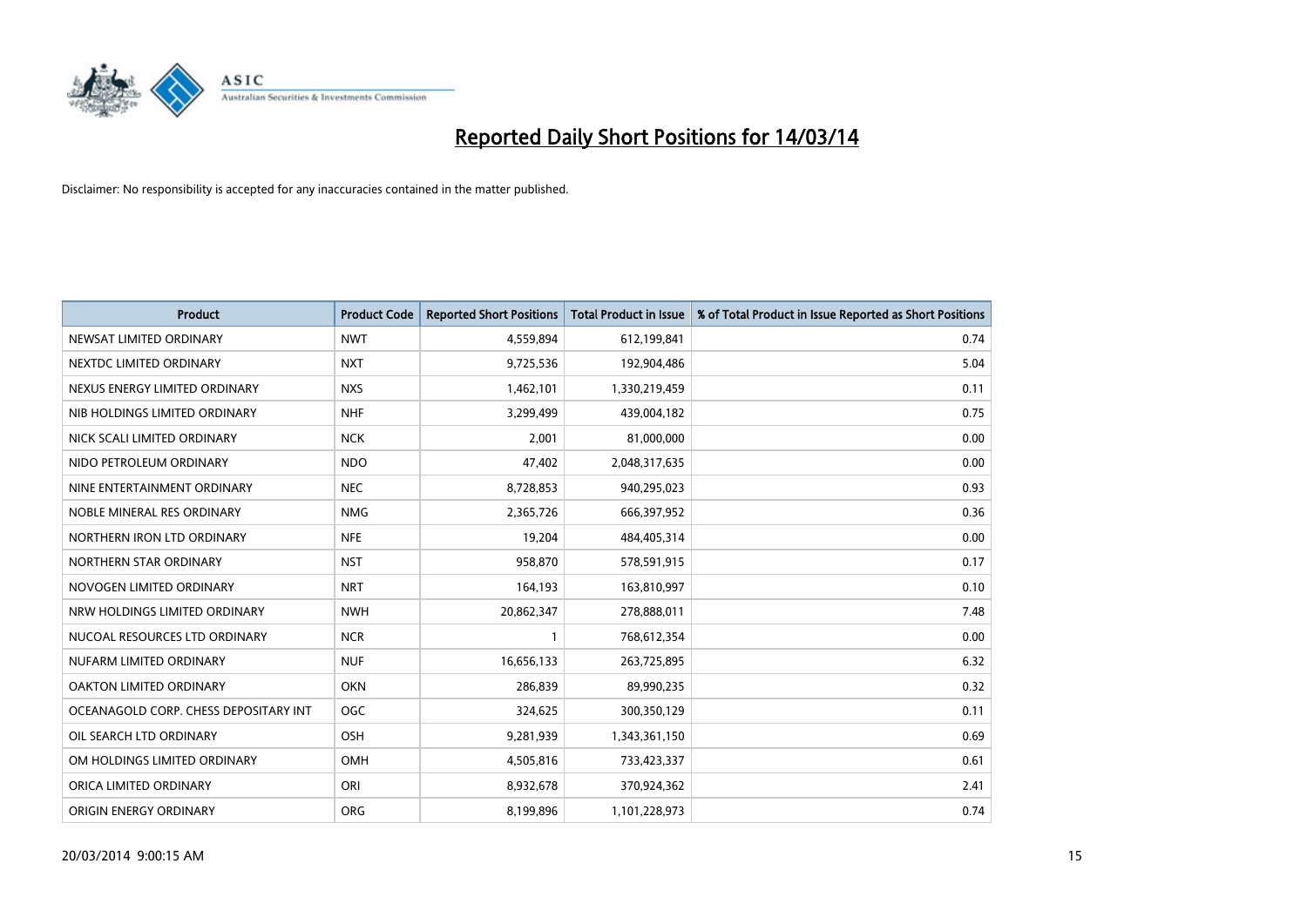# Reported Daily Short Positions for 14/03/14

Disclaimer: No responsibility is accepted for any inaccuracies contained in the matter published.

| Product | Product Code | Reported Short Positions | Total Product in Issue | % of Total Product in Issue Reported as Short Positions |
|---|---|---|---|---|
| NEWSAT LIMITED ORDINARY | NWT | 4,559,894 | 612,199,841 | 0.74 |
| NEXTDC LIMITED ORDINARY | NXT | 9,725,536 | 192,904,486 | 5.04 |
| NEXUS ENERGY LIMITED ORDINARY | NXS | 1,462,101 | 1,330,219,459 | 0.11 |
| NIB HOLDINGS LIMITED ORDINARY | NHF | 3,299,499 | 439,004,182 | 0.75 |
| NICK SCALI LIMITED ORDINARY | NCK | 2,001 | 81,000,000 | 0.00 |
| NIDO PETROLEUM ORDINARY | NDO | 47,402 | 2,048,317,635 | 0.00 |
| NINE ENTERTAINMENT ORDINARY | NEC | 8,728,853 | 940,295,023 | 0.93 |
| NOBLE MINERAL RES ORDINARY | NMG | 2,365,726 | 666,397,952 | 0.36 |
| NORTHERN IRON LTD ORDINARY | NFE | 19,204 | 484,405,314 | 0.00 |
| NORTHERN STAR ORDINARY | NST | 958,870 | 578,591,915 | 0.17 |
| NOVOGEN LIMITED ORDINARY | NRT | 164,193 | 163,810,997 | 0.10 |
| NRW HOLDINGS LIMITED ORDINARY | NWH | 20,862,347 | 278,888,011 | 7.48 |
| NUCOAL RESOURCES LTD ORDINARY | NCR | 1 | 768,612,354 | 0.00 |
| NUFARM LIMITED ORDINARY | NUF | 16,656,133 | 263,725,895 | 6.32 |
| OAKTON LIMITED ORDINARY | OKN | 286,839 | 89,990,235 | 0.32 |
| OCEANAGOLD CORP. CHESS DEPOSITARY INT | OGC | 324,625 | 300,350,129 | 0.11 |
| OIL SEARCH LTD ORDINARY | OSH | 9,281,939 | 1,343,361,150 | 0.69 |
| OM HOLDINGS LIMITED ORDINARY | OMH | 4,505,816 | 733,423,337 | 0.61 |
| ORICA LIMITED ORDINARY | ORI | 8,932,678 | 370,924,362 | 2.41 |
| ORIGIN ENERGY ORDINARY | ORG | 8,199,896 | 1,101,228,973 | 0.74 |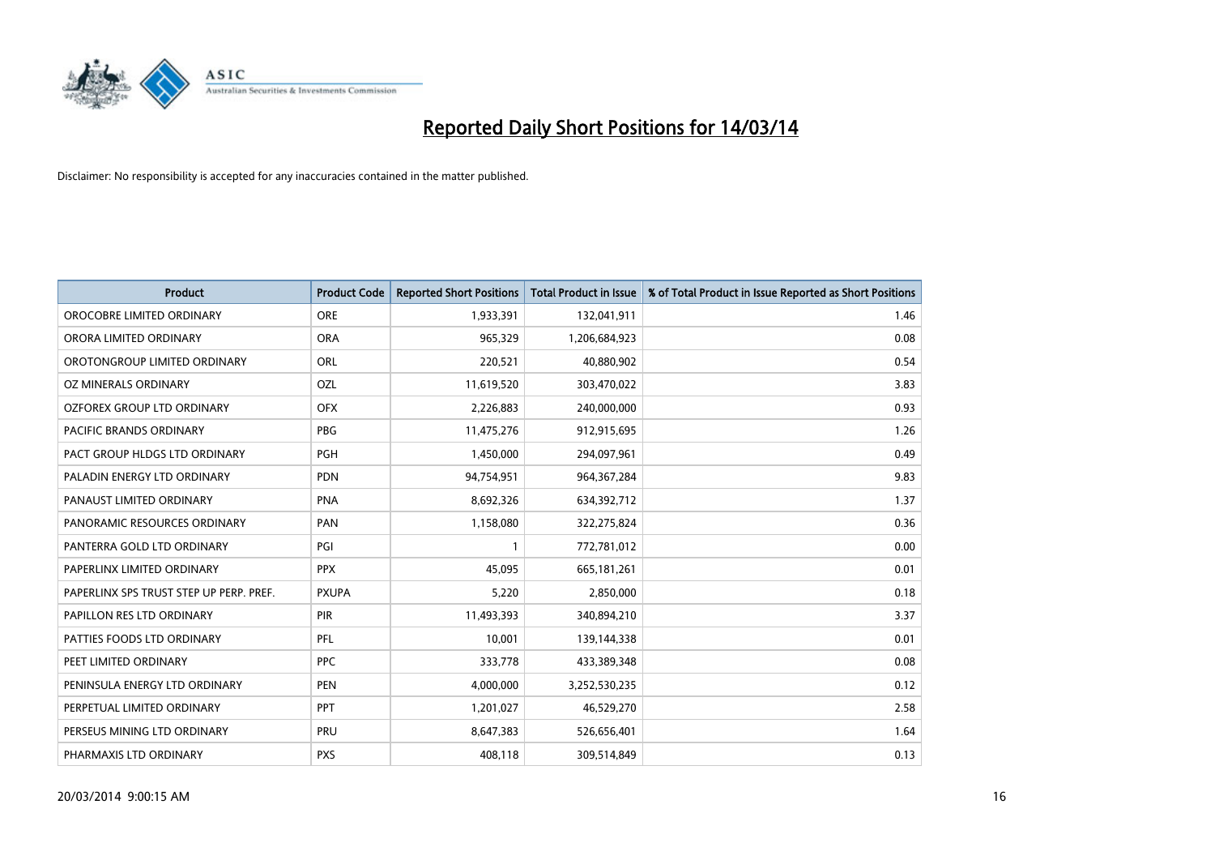# Reported Daily Short Positions for 14/03/14

Disclaimer: No responsibility is accepted for any inaccuracies contained in the matter published.

| Product | Product Code | Reported Short Positions | Total Product in Issue | % of Total Product in Issue Reported as Short Positions |
|---|---|---|---|---|
| OROCOBRE LIMITED ORDINARY | ORE | 1,933,391 | 132,041,911 | 1.46 |
| ORORA LIMITED ORDINARY | ORA | 965,329 | 1,206,684,923 | 0.08 |
| OROTONGROUP LIMITED ORDINARY | ORL | 220,521 | 40,880,902 | 0.54 |
| OZ MINERALS ORDINARY | OZL | 11,619,520 | 303,470,022 | 3.83 |
| OZFOREX GROUP LTD ORDINARY | OFX | 2,226,883 | 240,000,000 | 0.93 |
| PACIFIC BRANDS ORDINARY | PBG | 11,475,276 | 912,915,695 | 1.26 |
| PACT GROUP HLDGS LTD ORDINARY | PGH | 1,450,000 | 294,097,961 | 0.49 |
| PALADIN ENERGY LTD ORDINARY | PDN | 94,754,951 | 964,367,284 | 9.83 |
| PANAUST LIMITED ORDINARY | PNA | 8,692,326 | 634,392,712 | 1.37 |
| PANORAMIC RESOURCES ORDINARY | PAN | 1,158,080 | 322,275,824 | 0.36 |
| PANTERRA GOLD LTD ORDINARY | PGI | 1 | 772,781,012 | 0.00 |
| PAPERLINX LIMITED ORDINARY | PPX | 45,095 | 665,181,261 | 0.01 |
| PAPERLINX SPS TRUST STEP UP PERP. PREF. | PXUPA | 5,220 | 2,850,000 | 0.18 |
| PAPILLON RES LTD ORDINARY | PIR | 11,493,393 | 340,894,210 | 3.37 |
| PATTIES FOODS LTD ORDINARY | PFL | 10,001 | 139,144,338 | 0.01 |
| PEET LIMITED ORDINARY | PPC | 333,778 | 433,389,348 | 0.08 |
| PENINSULA ENERGY LTD ORDINARY | PEN | 4,000,000 | 3,252,530,235 | 0.12 |
| PERPETUAL LIMITED ORDINARY | PPT | 1,201,027 | 46,529,270 | 2.58 |
| PERSEUS MINING LTD ORDINARY | PRU | 8,647,383 | 526,656,401 | 1.64 |
| PHARMAXIS LTD ORDINARY | PXS | 408,118 | 309,514,849 | 0.13 |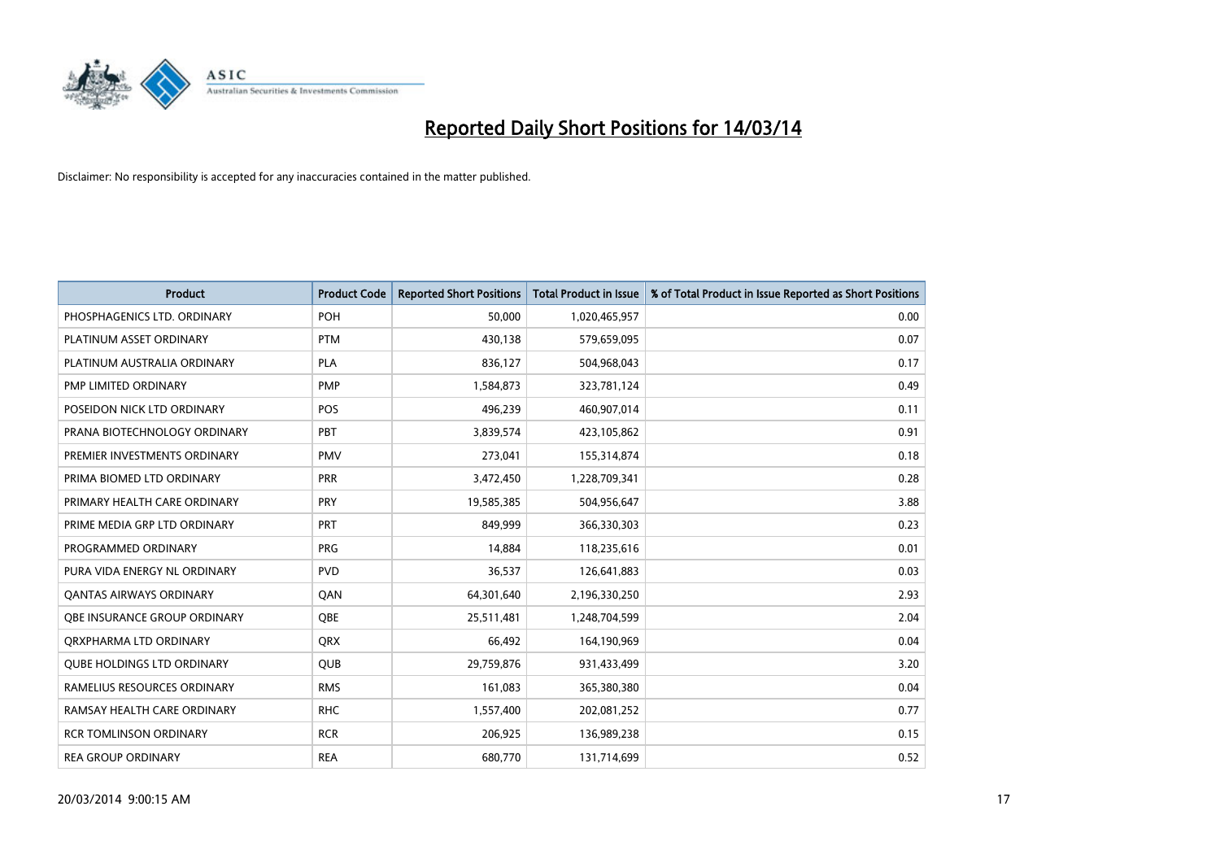# Reported Daily Short Positions for 14/03/14

Disclaimer: No responsibility is accepted for any inaccuracies contained in the matter published.

| Product | Product Code | Reported Short Positions | Total Product in Issue | % of Total Product in Issue Reported as Short Positions |
|---|---|---|---|---|
| PHOSPHAGENICS LTD. ORDINARY | POH | 50,000 | 1,020,465,957 | 0.00 |
| PLATINUM ASSET ORDINARY | PTM | 430,138 | 579,659,095 | 0.07 |
| PLATINUM AUSTRALIA ORDINARY | PLA | 836,127 | 504,968,043 | 0.17 |
| PMP LIMITED ORDINARY | PMP | 1,584,873 | 323,781,124 | 0.49 |
| POSEIDON NICK LTD ORDINARY | POS | 496,239 | 460,907,014 | 0.11 |
| PRANA BIOTECHNOLOGY ORDINARY | PBT | 3,839,574 | 423,105,862 | 0.91 |
| PREMIER INVESTMENTS ORDINARY | PMV | 273,041 | 155,314,874 | 0.18 |
| PRIMA BIOMED LTD ORDINARY | PRR | 3,472,450 | 1,228,709,341 | 0.28 |
| PRIMARY HEALTH CARE ORDINARY | PRY | 19,585,385 | 504,956,647 | 3.88 |
| PRIME MEDIA GRP LTD ORDINARY | PRT | 849,999 | 366,330,303 | 0.23 |
| PROGRAMMED ORDINARY | PRG | 14,884 | 118,235,616 | 0.01 |
| PURA VIDA ENERGY NL ORDINARY | PVD | 36,537 | 126,641,883 | 0.03 |
| QANTAS AIRWAYS ORDINARY | QAN | 64,301,640 | 2,196,330,250 | 2.93 |
| QBE INSURANCE GROUP ORDINARY | QBE | 25,511,481 | 1,248,704,599 | 2.04 |
| QRXPHARMA LTD ORDINARY | QRX | 66,492 | 164,190,969 | 0.04 |
| QUBE HOLDINGS LTD ORDINARY | QUB | 29,759,876 | 931,433,499 | 3.20 |
| RAMELIUS RESOURCES ORDINARY | RMS | 161,083 | 365,380,380 | 0.04 |
| RAMSAY HEALTH CARE ORDINARY | RHC | 1,557,400 | 202,081,252 | 0.77 |
| RCR TOMLINSON ORDINARY | RCR | 206,925 | 136,989,238 | 0.15 |
| REA GROUP ORDINARY | REA | 680,770 | 131,714,699 | 0.52 |

20/03/2014 9:00:15 AM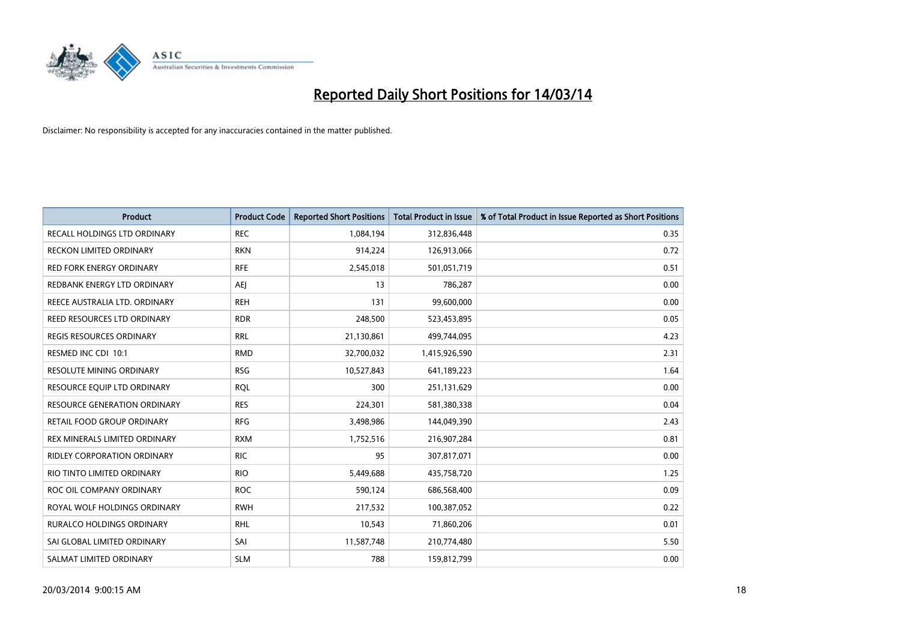# Reported Daily Short Positions for 14/03/14

Disclaimer: No responsibility is accepted for any inaccuracies contained in the matter published.

| Product | Product Code | Reported Short Positions | Total Product in Issue | % of Total Product in Issue Reported as Short Positions |
|---|---|---|---|---|
| RECALL HOLDINGS LTD ORDINARY | REC | 1,084,194 | 312,836,448 | 0.35 |
| RECKON LIMITED ORDINARY | RKN | 914,224 | 126,913,066 | 0.72 |
| RED FORK ENERGY ORDINARY | RFE | 2,545,018 | 501,051,719 | 0.51 |
| REDBANK ENERGY LTD ORDINARY | AEJ | 13 | 786,287 | 0.00 |
| REECE AUSTRALIA LTD. ORDINARY | REH | 131 | 99,600,000 | 0.00 |
| REED RESOURCES LTD ORDINARY | RDR | 248,500 | 523,453,895 | 0.05 |
| REGIS RESOURCES ORDINARY | RRL | 21,130,861 | 499,744,095 | 4.23 |
| RESMED INC CDI 10:1 | RMD | 32,700,032 | 1,415,926,590 | 2.31 |
| RESOLUTE MINING ORDINARY | RSG | 10,527,843 | 641,189,223 | 1.64 |
| RESOURCE EQUIP LTD ORDINARY | RQL | 300 | 251,131,629 | 0.00 |
| RESOURCE GENERATION ORDINARY | RES | 224,301 | 581,380,338 | 0.04 |
| RETAIL FOOD GROUP ORDINARY | RFG | 3,498,986 | 144,049,390 | 2.43 |
| REX MINERALS LIMITED ORDINARY | RXM | 1,752,516 | 216,907,284 | 0.81 |
| RIDLEY CORPORATION ORDINARY | RIC | 95 | 307,817,071 | 0.00 |
| RIO TINTO LIMITED ORDINARY | RIO | 5,449,688 | 435,758,720 | 1.25 |
| ROC OIL COMPANY ORDINARY | ROC | 590,124 | 686,568,400 | 0.09 |
| ROYAL WOLF HOLDINGS ORDINARY | RWH | 217,532 | 100,387,052 | 0.22 |
| RURALCO HOLDINGS ORDINARY | RHL | 10,543 | 71,860,206 | 0.01 |
| SAI GLOBAL LIMITED ORDINARY | SAI | 11,587,748 | 210,774,480 | 5.50 |
| SALMAT LIMITED ORDINARY | SLM | 788 | 159,812,799 | 0.00 |

20/03/2014 9:00:15 AM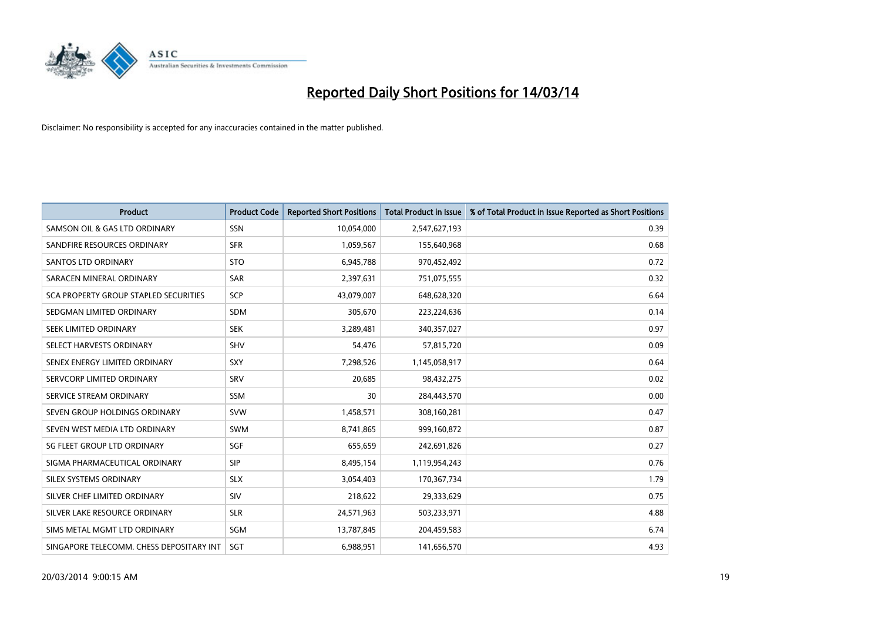# Reported Daily Short Positions for 14/03/14

Disclaimer: No responsibility is accepted for any inaccuracies contained in the matter published.

| Product | Product Code | Reported Short Positions | Total Product in Issue | % of Total Product in Issue Reported as Short Positions |
|---|---|---|---|---|
| SAMSON OIL & GAS LTD ORDINARY | SSN | 10,054,000 | 2,547,627,193 | 0.39 |
| SANDFIRE RESOURCES ORDINARY | SFR | 1,059,567 | 155,640,968 | 0.68 |
| SANTOS LTD ORDINARY | STO | 6,945,788 | 970,452,492 | 0.72 |
| SARACEN MINERAL ORDINARY | SAR | 2,397,631 | 751,075,555 | 0.32 |
| SCA PROPERTY GROUP STAPLED SECURITIES | SCP | 43,079,007 | 648,628,320 | 6.64 |
| SEDGMAN LIMITED ORDINARY | SDM | 305,670 | 223,224,636 | 0.14 |
| SEEK LIMITED ORDINARY | SEK | 3,289,481 | 340,357,027 | 0.97 |
| SELECT HARVESTS ORDINARY | SHV | 54,476 | 57,815,720 | 0.09 |
| SENEX ENERGY LIMITED ORDINARY | SXY | 7,298,526 | 1,145,058,917 | 0.64 |
| SERVCORP LIMITED ORDINARY | SRV | 20,685 | 98,432,275 | 0.02 |
| SERVICE STREAM ORDINARY | SSM | 30 | 284,443,570 | 0.00 |
| SEVEN GROUP HOLDINGS ORDINARY | SVW | 1,458,571 | 308,160,281 | 0.47 |
| SEVEN WEST MEDIA LTD ORDINARY | SWM | 8,741,865 | 999,160,872 | 0.87 |
| SG FLEET GROUP LTD ORDINARY | SGF | 655,659 | 242,691,826 | 0.27 |
| SIGMA PHARMACEUTICAL ORDINARY | SIP | 8,495,154 | 1,119,954,243 | 0.76 |
| SILEX SYSTEMS ORDINARY | SLX | 3,054,403 | 170,367,734 | 1.79 |
| SILVER CHEF LIMITED ORDINARY | SIV | 218,622 | 29,333,629 | 0.75 |
| SILVER LAKE RESOURCE ORDINARY | SLR | 24,571,963 | 503,233,971 | 4.88 |
| SIMS METAL MGMT LTD ORDINARY | SGM | 13,787,845 | 204,459,583 | 6.74 |
| SINGAPORE TELECOMM. CHESS DEPOSITARY INT | SGT | 6,988,951 | 141,656,570 | 4.93 |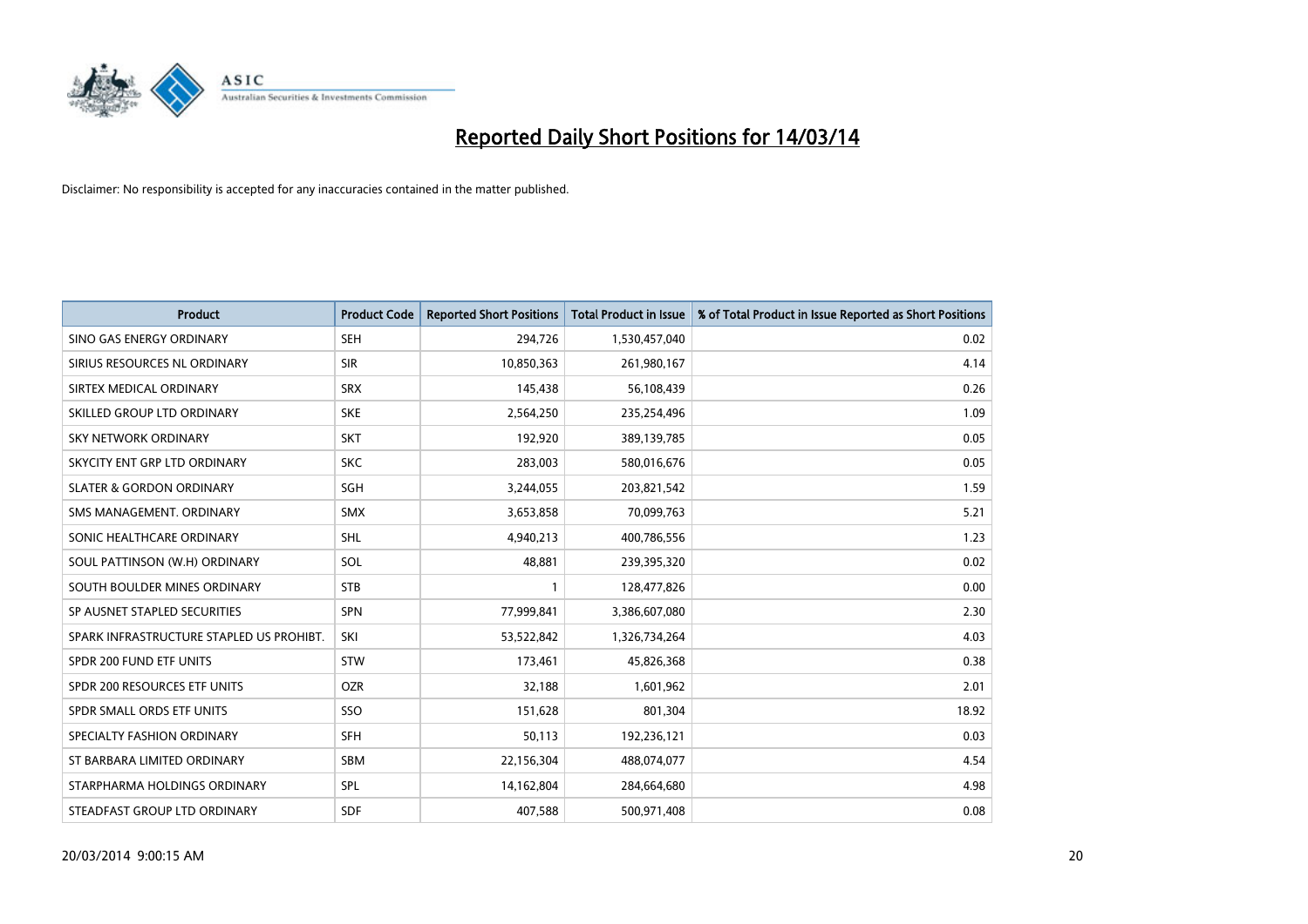# Reported Daily Short Positions for 14/03/14

Disclaimer: No responsibility is accepted for any inaccuracies contained in the matter published.

| Product | Product Code | Reported Short Positions | Total Product in Issue | % of Total Product in Issue Reported as Short Positions |
|---|---|---|---|---|
| SINO GAS ENERGY ORDINARY | SEH | 294,726 | 1,530,457,040 | 0.02 |
| SIRIUS RESOURCES NL ORDINARY | SIR | 10,850,363 | 261,980,167 | 4.14 |
| SIRTEX MEDICAL ORDINARY | SRX | 145,438 | 56,108,439 | 0.26 |
| SKILLED GROUP LTD ORDINARY | SKE | 2,564,250 | 235,254,496 | 1.09 |
| SKY NETWORK ORDINARY | SKT | 192,920 | 389,139,785 | 0.05 |
| SKYCITY ENT GRP LTD ORDINARY | SKC | 283,003 | 580,016,676 | 0.05 |
| SLATER & GORDON ORDINARY | SGH | 3,244,055 | 203,821,542 | 1.59 |
| SMS MANAGEMENT. ORDINARY | SMX | 3,653,858 | 70,099,763 | 5.21 |
| SONIC HEALTHCARE ORDINARY | SHL | 4,940,213 | 400,786,556 | 1.23 |
| SOUL PATTINSON (W.H) ORDINARY | SOL | 48,881 | 239,395,320 | 0.02 |
| SOUTH BOULDER MINES ORDINARY | STB | 1 | 128,477,826 | 0.00 |
| SP AUSNET STAPLED SECURITIES | SPN | 77,999,841 | 3,386,607,080 | 2.30 |
| SPARK INFRASTRUCTURE STAPLED US PROHIBT. | SKI | 53,522,842 | 1,326,734,264 | 4.03 |
| SPDR 200 FUND ETF UNITS | STW | 173,461 | 45,826,368 | 0.38 |
| SPDR 200 RESOURCES ETF UNITS | OZR | 32,188 | 1,601,962 | 2.01 |
| SPDR SMALL ORDS ETF UNITS | SSO | 151,628 | 801,304 | 18.92 |
| SPECIALTY FASHION ORDINARY | SFH | 50,113 | 192,236,121 | 0.03 |
| ST BARBARA LIMITED ORDINARY | SBM | 22,156,304 | 488,074,077 | 4.54 |
| STARPHARMA HOLDINGS ORDINARY | SPL | 14,162,804 | 284,664,680 | 4.98 |
| STEADFAST GROUP LTD ORDINARY | SDF | 407,588 | 500,971,408 | 0.08 |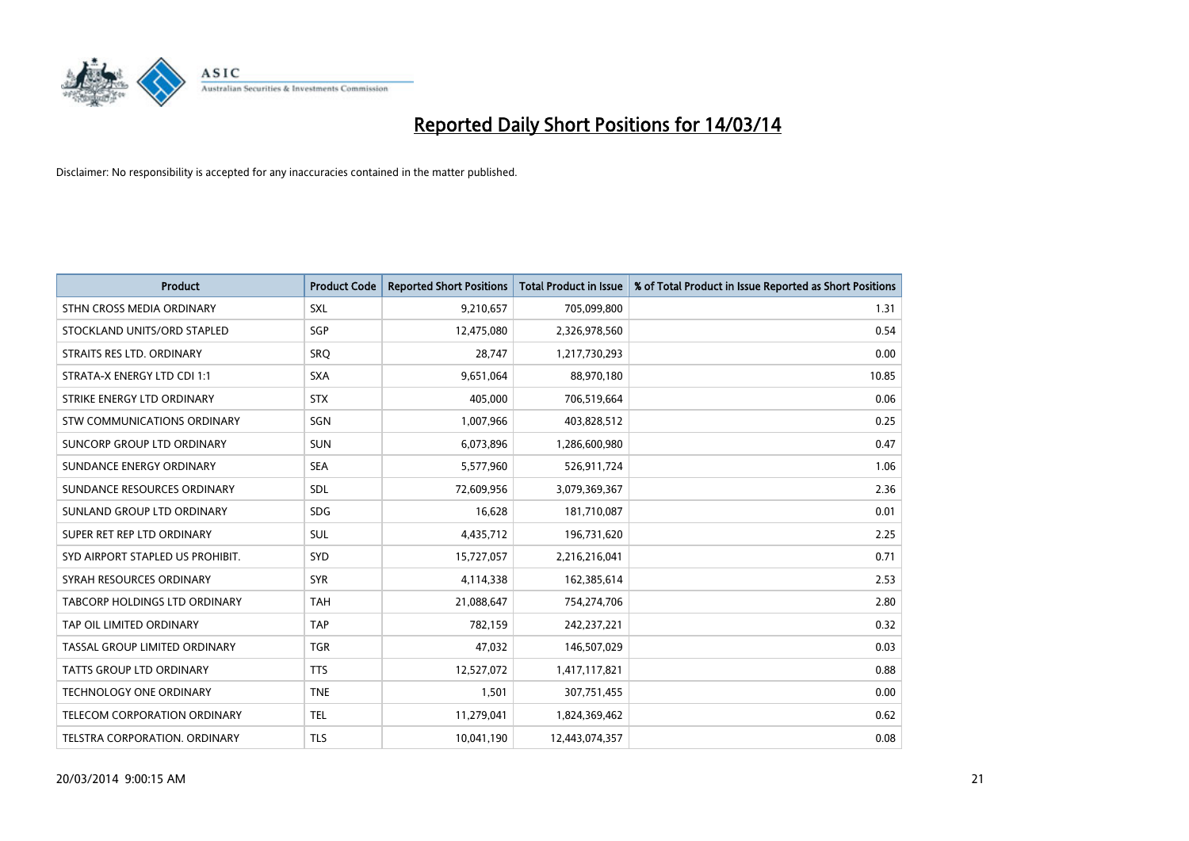# Reported Daily Short Positions for 14/03/14

Disclaimer: No responsibility is accepted for any inaccuracies contained in the matter published.

| Product | Product Code | Reported Short Positions | Total Product in Issue | % of Total Product in Issue Reported as Short Positions |
|---|---|---|---|---|
| STHN CROSS MEDIA ORDINARY | SXL | 9,210,657 | 705,099,800 | 1.31 |
| STOCKLAND UNITS/ORD STAPLED | SGP | 12,475,080 | 2,326,978,560 | 0.54 |
| STRAITS RES LTD. ORDINARY | SRQ | 28,747 | 1,217,730,293 | 0.00 |
| STRATA-X ENERGY LTD CDI 1:1 | SXA | 9,651,064 | 88,970,180 | 10.85 |
| STRIKE ENERGY LTD ORDINARY | STX | 405,000 | 706,519,664 | 0.06 |
| STW COMMUNICATIONS ORDINARY | SGN | 1,007,966 | 403,828,512 | 0.25 |
| SUNCORP GROUP LTD ORDINARY | SUN | 6,073,896 | 1,286,600,980 | 0.47 |
| SUNDANCE ENERGY ORDINARY | SEA | 5,577,960 | 526,911,724 | 1.06 |
| SUNDANCE RESOURCES ORDINARY | SDL | 72,609,956 | 3,079,369,367 | 2.36 |
| SUNLAND GROUP LTD ORDINARY | SDG | 16,628 | 181,710,087 | 0.01 |
| SUPER RET REP LTD ORDINARY | SUL | 4,435,712 | 196,731,620 | 2.25 |
| SYD AIRPORT STAPLED US PROHIBIT. | SYD | 15,727,057 | 2,216,216,041 | 0.71 |
| SYRAH RESOURCES ORDINARY | SYR | 4,114,338 | 162,385,614 | 2.53 |
| TABCORP HOLDINGS LTD ORDINARY | TAH | 21,088,647 | 754,274,706 | 2.80 |
| TAP OIL LIMITED ORDINARY | TAP | 782,159 | 242,237,221 | 0.32 |
| TASSAL GROUP LIMITED ORDINARY | TGR | 47,032 | 146,507,029 | 0.03 |
| TATTS GROUP LTD ORDINARY | TTS | 12,527,072 | 1,417,117,821 | 0.88 |
| TECHNOLOGY ONE ORDINARY | TNE | 1,501 | 307,751,455 | 0.00 |
| TELECOM CORPORATION ORDINARY | TEL | 11,279,041 | 1,824,369,462 | 0.62 |
| TELSTRA CORPORATION. ORDINARY | TLS | 10,041,190 | 12,443,074,357 | 0.08 |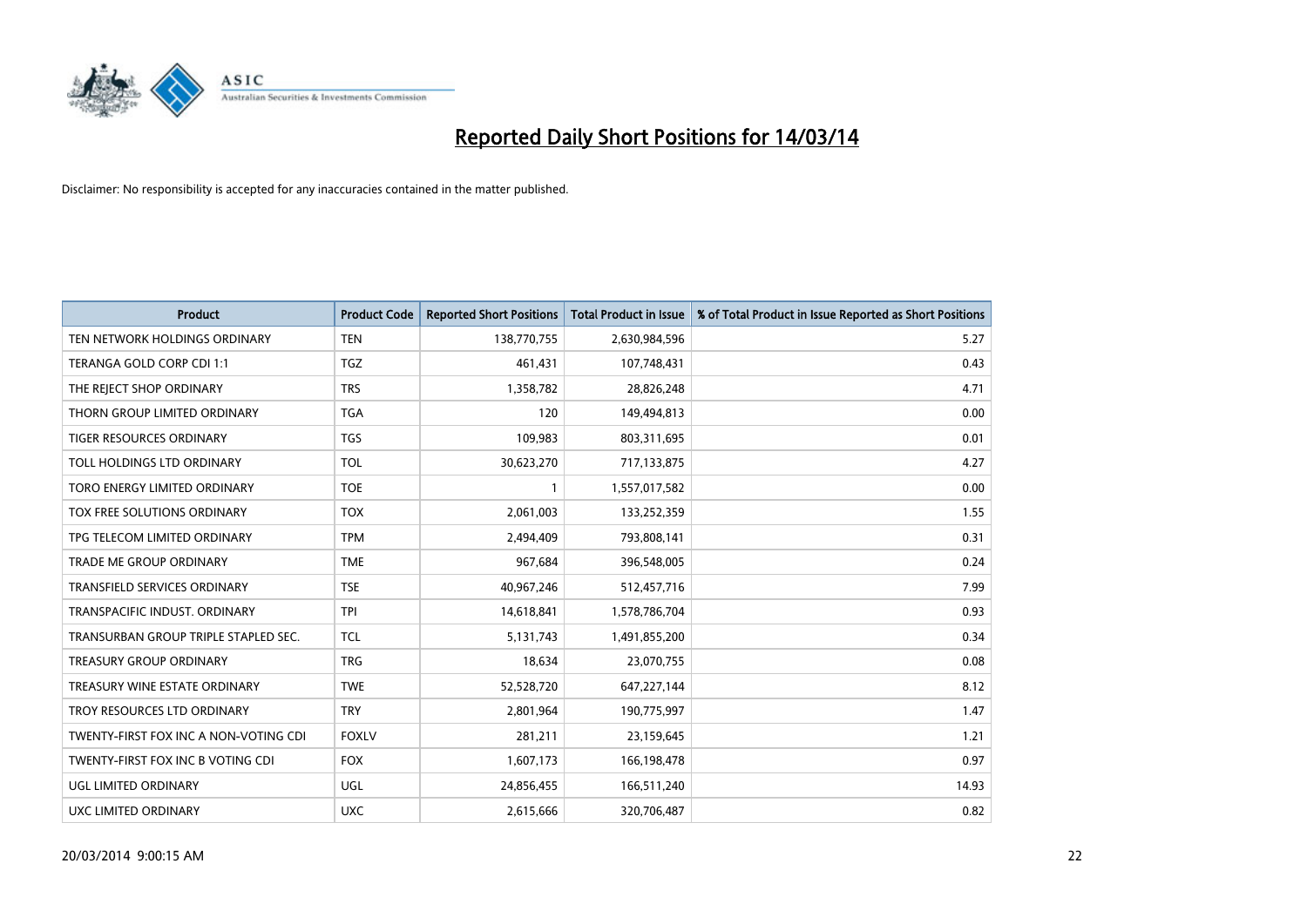# Reported Daily Short Positions for 14/03/14

Disclaimer: No responsibility is accepted for any inaccuracies contained in the matter published.

| Product | Product Code | Reported Short Positions | Total Product in Issue | % of Total Product in Issue Reported as Short Positions |
|---|---|---|---|---|
| TEN NETWORK HOLDINGS ORDINARY | TEN | 138,770,755 | 2,630,984,596 | 5.27 |
| TERANGA GOLD CORP CDI 1:1 | TGZ | 461,431 | 107,748,431 | 0.43 |
| THE REJECT SHOP ORDINARY | TRS | 1,358,782 | 28,826,248 | 4.71 |
| THORN GROUP LIMITED ORDINARY | TGA | 120 | 149,494,813 | 0.00 |
| TIGER RESOURCES ORDINARY | TGS | 109,983 | 803,311,695 | 0.01 |
| TOLL HOLDINGS LTD ORDINARY | TOL | 30,623,270 | 717,133,875 | 4.27 |
| TORO ENERGY LIMITED ORDINARY | TOE | 1 | 1,557,017,582 | 0.00 |
| TOX FREE SOLUTIONS ORDINARY | TOX | 2,061,003 | 133,252,359 | 1.55 |
| TPG TELECOM LIMITED ORDINARY | TPM | 2,494,409 | 793,808,141 | 0.31 |
| TRADE ME GROUP ORDINARY | TME | 967,684 | 396,548,005 | 0.24 |
| TRANSFIELD SERVICES ORDINARY | TSE | 40,967,246 | 512,457,716 | 7.99 |
| TRANSPACIFIC INDUST. ORDINARY | TPI | 14,618,841 | 1,578,786,704 | 0.93 |
| TRANSURBAN GROUP TRIPLE STAPLED SEC. | TCL | 5,131,743 | 1,491,855,200 | 0.34 |
| TREASURY GROUP ORDINARY | TRG | 18,634 | 23,070,755 | 0.08 |
| TREASURY WINE ESTATE ORDINARY | TWE | 52,528,720 | 647,227,144 | 8.12 |
| TROY RESOURCES LTD ORDINARY | TRY | 2,801,964 | 190,775,997 | 1.47 |
| TWENTY-FIRST FOX INC A NON-VOTING CDI | FOXLV | 281,211 | 23,159,645 | 1.21 |
| TWENTY-FIRST FOX INC B VOTING CDI | FOX | 1,607,173 | 166,198,478 | 0.97 |
| UGL LIMITED ORDINARY | UGL | 24,856,455 | 166,511,240 | 14.93 |
| UXC LIMITED ORDINARY | UXC | 2,615,666 | 320,706,487 | 0.82 |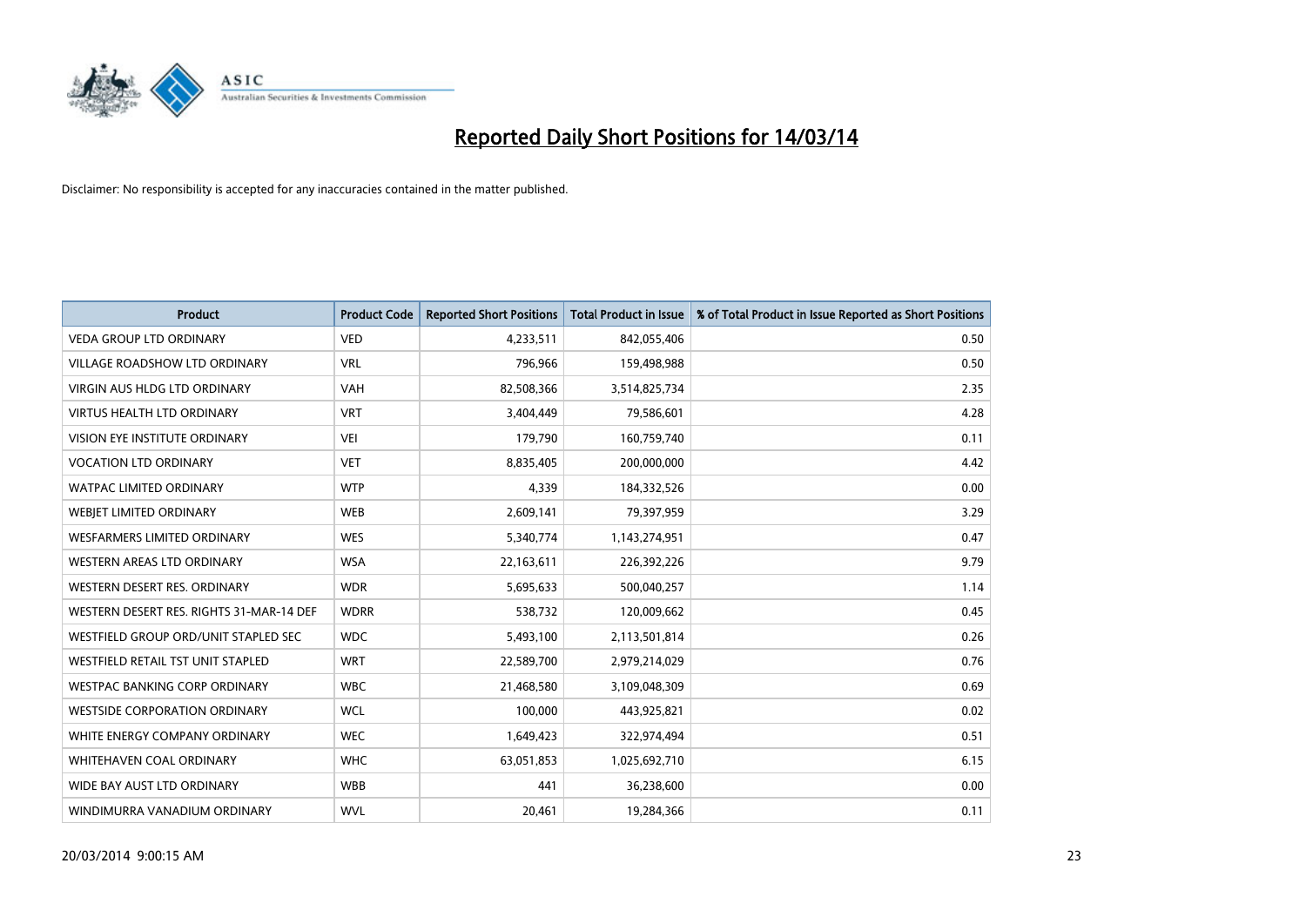# Reported Daily Short Positions for 14/03/14

Disclaimer: No responsibility is accepted for any inaccuracies contained in the matter published.

| Product | Product Code | Reported Short Positions | Total Product in Issue | % of Total Product in Issue Reported as Short Positions |
|---|---|---|---|---|
| VEDA GROUP LTD ORDINARY | VED | 4,233,511 | 842,055,406 | 0.50 |
| VILLAGE ROADSHOW LTD ORDINARY | VRL | 796,966 | 159,498,988 | 0.50 |
| VIRGIN AUS HLDG LTD ORDINARY | VAH | 82,508,366 | 3,514,825,734 | 2.35 |
| VIRTUS HEALTH LTD ORDINARY | VRT | 3,404,449 | 79,586,601 | 4.28 |
| VISION EYE INSTITUTE ORDINARY | VEI | 179,790 | 160,759,740 | 0.11 |
| VOCATION LTD ORDINARY | VET | 8,835,405 | 200,000,000 | 4.42 |
| WATPAC LIMITED ORDINARY | WTP | 4,339 | 184,332,526 | 0.00 |
| WEBJET LIMITED ORDINARY | WEB | 2,609,141 | 79,397,959 | 3.29 |
| WESFARMERS LIMITED ORDINARY | WES | 5,340,774 | 1,143,274,951 | 0.47 |
| WESTERN AREAS LTD ORDINARY | WSA | 22,163,611 | 226,392,226 | 9.79 |
| WESTERN DESERT RES. ORDINARY | WDR | 5,695,633 | 500,040,257 | 1.14 |
| WESTERN DESERT RES. RIGHTS 31-MAR-14 DEF | WDRR | 538,732 | 120,009,662 | 0.45 |
| WESTFIELD GROUP ORD/UNIT STAPLED SEC | WDC | 5,493,100 | 2,113,501,814 | 0.26 |
| WESTFIELD RETAIL TST UNIT STAPLED | WRT | 22,589,700 | 2,979,214,029 | 0.76 |
| WESTPAC BANKING CORP ORDINARY | WBC | 21,468,580 | 3,109,048,309 | 0.69 |
| WESTSIDE CORPORATION ORDINARY | WCL | 100,000 | 443,925,821 | 0.02 |
| WHITE ENERGY COMPANY ORDINARY | WEC | 1,649,423 | 322,974,494 | 0.51 |
| WHITEHAVEN COAL ORDINARY | WHC | 63,051,853 | 1,025,692,710 | 6.15 |
| WIDE BAY AUST LTD ORDINARY | WBB | 441 | 36,238,600 | 0.00 |
| WINDIMURRA VANADIUM ORDINARY | WVL | 20,461 | 19,284,366 | 0.11 |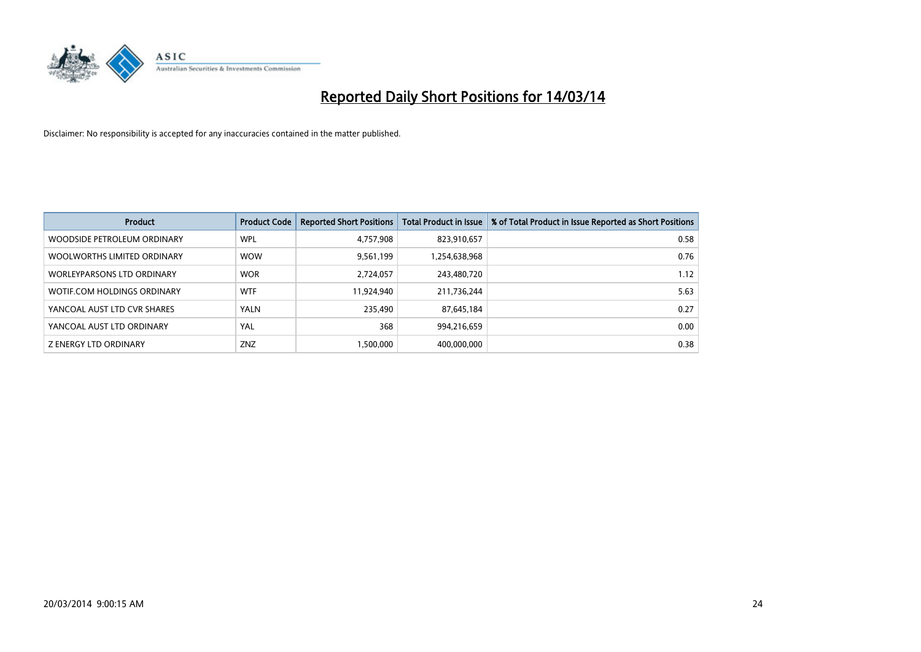# Reported Daily Short Positions for 14/03/14

Disclaimer: No responsibility is accepted for any inaccuracies contained in the matter published.

| Product | Product Code | Reported Short Positions | Total Product in Issue | % of Total Product in Issue Reported as Short Positions |
|---|---|---|---|---|
| WOODSIDE PETROLEUM ORDINARY | WPL | 4,757,908 | 823,910,657 | 0.58 |
| WOOLWORTHS LIMITED ORDINARY | WOW | 9,561,199 | 1,254,638,968 | 0.76 |
| WORLEYPARSONS LTD ORDINARY | WOR | 2,724,057 | 243,480,720 | 1.12 |
| WOTIF.COM HOLDINGS ORDINARY | WTF | 11,924,940 | 211,736,244 | 5.63 |
| YANCOAL AUST LTD CVR SHARES | YALN | 235,490 | 87,645,184 | 0.27 |
| YANCOAL AUST LTD ORDINARY | YAL | 368 | 994,216,659 | 0.00 |
| Z ENERGY LTD ORDINARY | ZNZ | 1,500,000 | 400,000,000 | 0.38 |

20/03/2014 9:00:15 AM